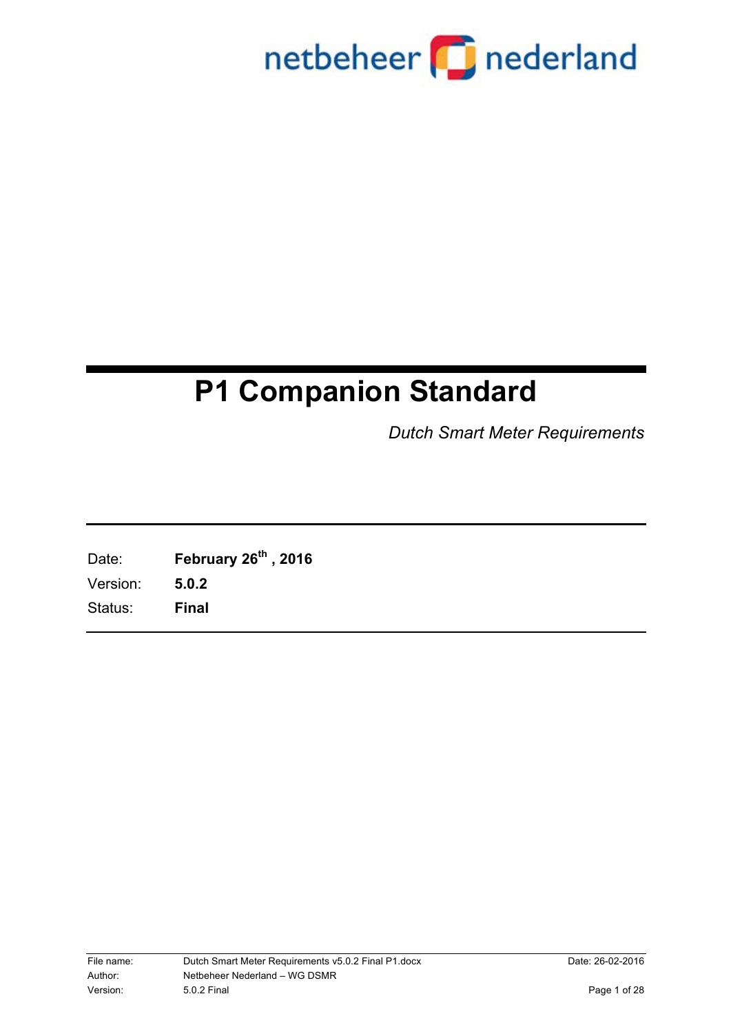netbeheer nederland

# P1 Companion Standard

*Dutch Smart Meter Requirements*

| | |
|---|---|
| Date: | **February 26th , 2016** |
| Version: | **5.0.2** |
| Status: | **Final** |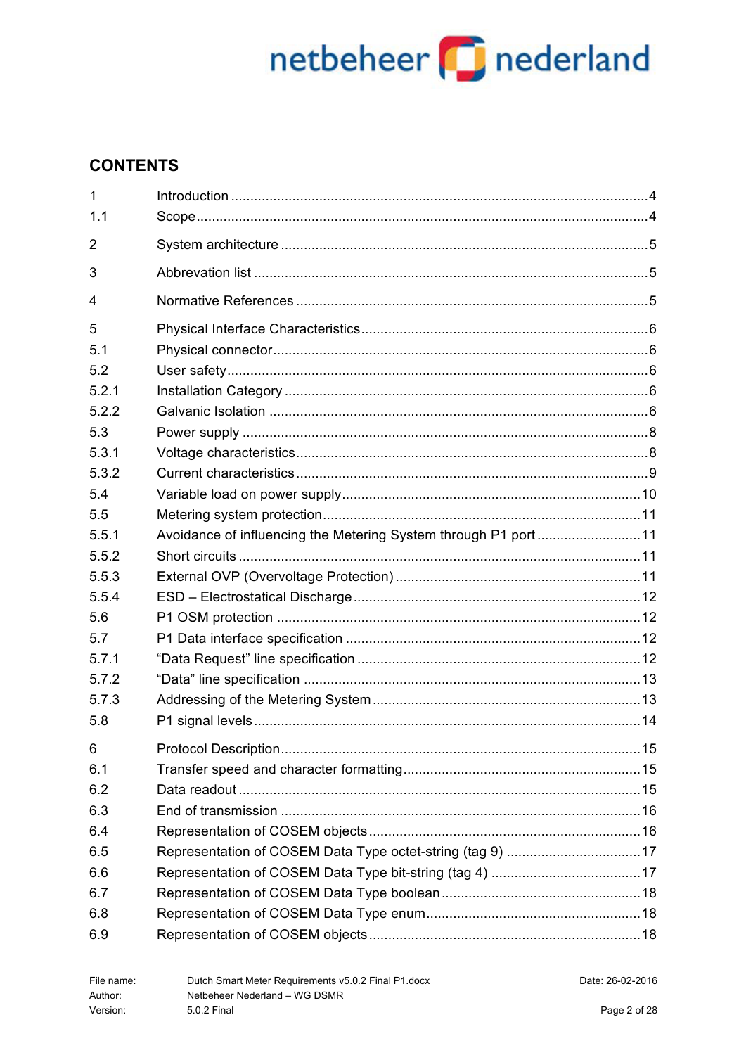## CONTENTS

| | | |
|---|---|---|
| 1 | Introduction | 4 |
| 1.1 | Scope | 4 |
| 2 | System architecture | 5 |
| 3 | Abbrevation list | 5 |
| 4 | Normative References | 5 |
| 5 | Physical Interface Characteristics | 6 |
| 5.1 | Physical connector | 6 |
| 5.2 | User safety | 6 |
| 5.2.1 | Installation Category | 6 |
| 5.2.2 | Galvanic Isolation | 6 |
| 5.3 | Power supply | 8 |
| 5.3.1 | Voltage characteristics | 8 |
| 5.3.2 | Current characteristics | 9 |
| 5.4 | Variable load on power supply | 10 |
| 5.5 | Metering system protection | 11 |
| 5.5.1 | Avoidance of influencing the Metering System through P1 port | 11 |
| 5.5.2 | Short circuits | 11 |
| 5.5.3 | External OVP (Overvoltage Protection) | 11 |
| 5.5.4 | ESD – Electrostatical Discharge | 12 |
| 5.6 | P1 OSM protection | 12 |
| 5.7 | P1 Data interface specification | 12 |
| 5.7.1 | “Data Request” line specification | 12 |
| 5.7.2 | “Data” line specification | 13 |
| 5.7.3 | Addressing of the Metering System | 13 |
| 5.8 | P1 signal levels | 14 |
| 6 | Protocol Description | 15 |
| 6.1 | Transfer speed and character formatting | 15 |
| 6.2 | Data readout | 15 |
| 6.3 | End of transmission | 16 |
| 6.4 | Representation of COSEM objects | 16 |
| 6.5 | Representation of COSEM Data Type octet-string (tag 9) | 17 |
| 6.6 | Representation of COSEM Data Type bit-string (tag 4) | 17 |
| 6.7 | Representation of COSEM Data Type boolean | 18 |
| 6.8 | Representation of COSEM Data Type enum | 18 |
| 6.9 | Representation of COSEM objects | 18 |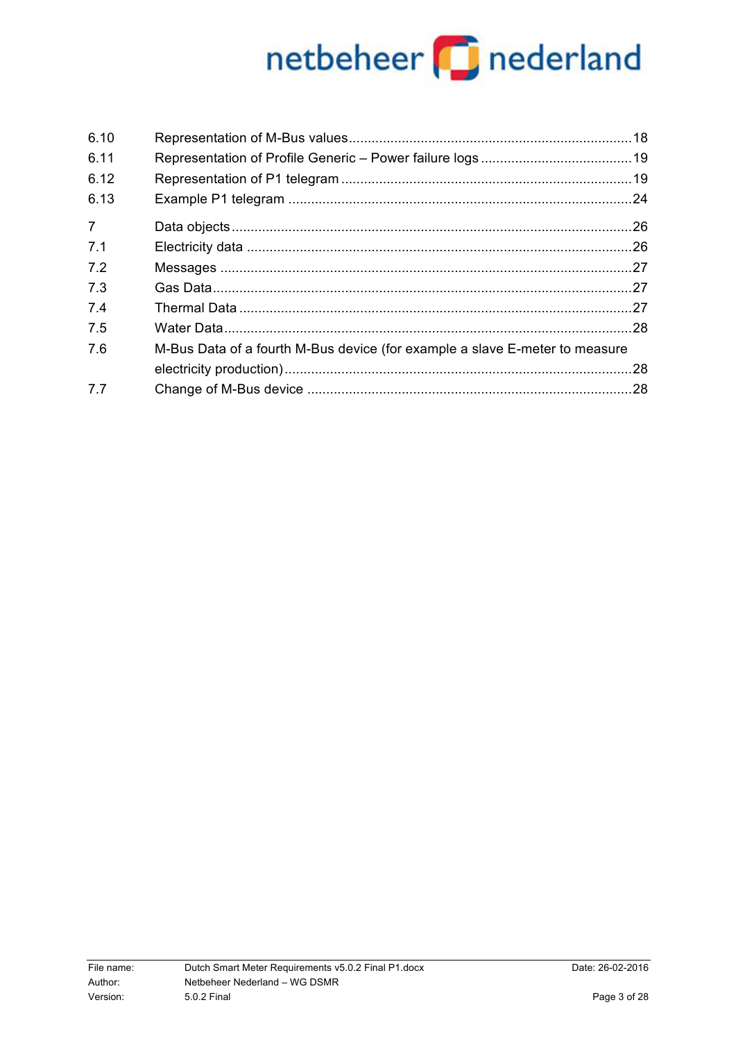| | | |
|---|---|---|
| 6.10 | Representation of M-Bus values | 18 |
| 6.11 | Representation of Profile Generic – Power failure logs | 19 |
| 6.12 | Representation of P1 telegram | 19 |
| 6.13 | Example P1 telegram | 24 |
| 7 | Data objects | 26 |
| 7.1 | Electricity data | 26 |
| 7.2 | Messages | 27 |
| 7.3 | Gas Data | 27 |
| 7.4 | Thermal Data | 27 |
| 7.5 | Water Data | 28 |
| 7.6 | M-Bus Data of a fourth M-Bus device (for example a slave E-meter to measure electricity production) | 28 |
| 7.7 | Change of M-Bus device | 28 |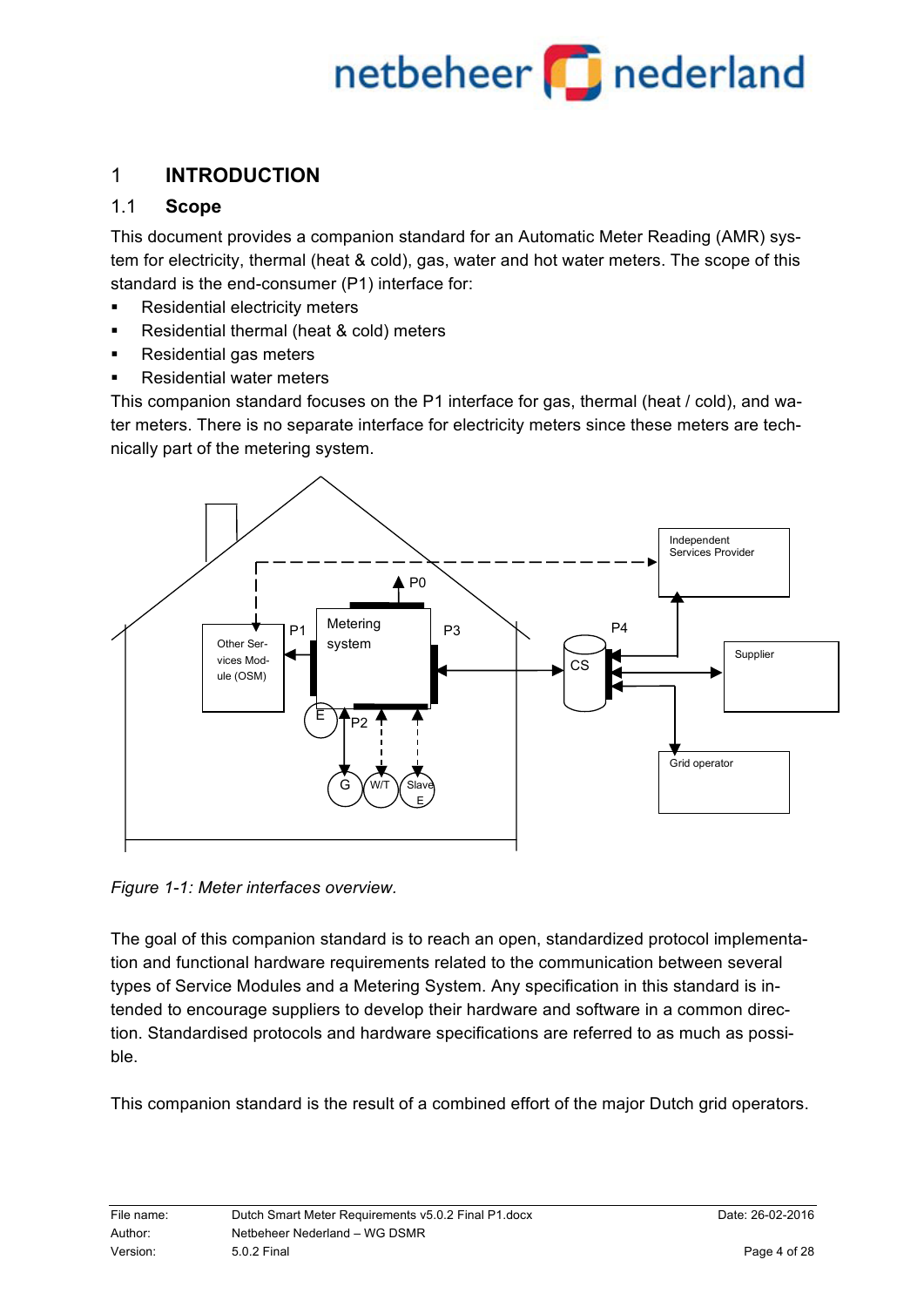# 1 INTRODUCTION

## 1.1 Scope

This document provides a companion standard for an Automatic Meter Reading (AMR) system for electricity, thermal (heat & cold), gas, water and hot water meters. The scope of this standard is the end-consumer (P1) interface for:

- Residential electricity meters
- Residential thermal (heat & cold) meters
- Residential gas meters
- Residential water meters

This companion standard focuses on the P1 interface for gas, thermal (heat / cold), and water meters. There is no separate interface for electricity meters since these meters are technically part of the metering system.

*Figure 1-1: Meter interfaces overview.*

The goal of this companion standard is to reach an open, standardized protocol implementation and functional hardware requirements related to the communication between several types of Service Modules and a Metering System. Any specification in this standard is intended to encourage suppliers to develop their hardware and software in a common direction. Standardised protocols and hardware specifications are referred to as much as possible.

This companion standard is the result of a combined effort of the major Dutch grid operators.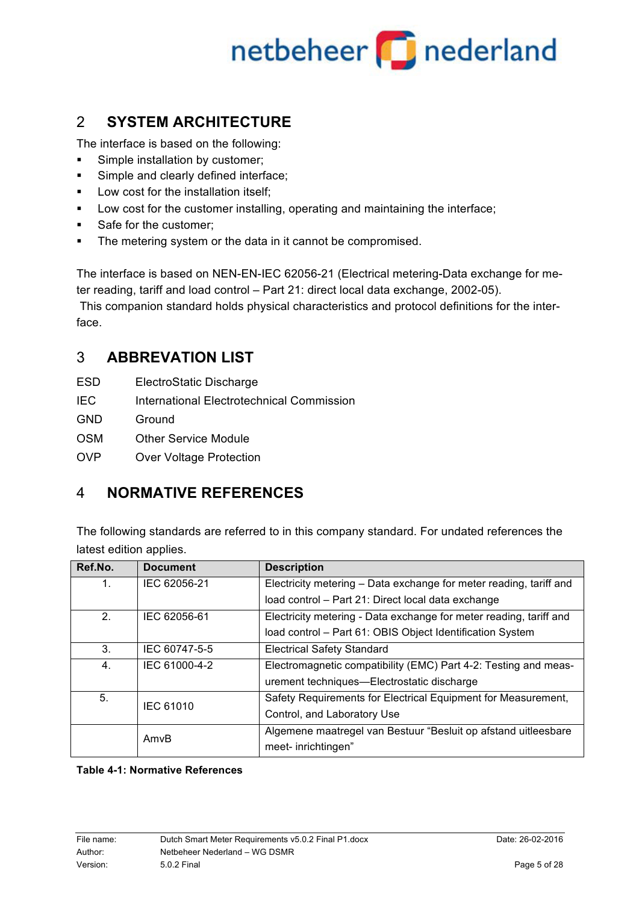## 2 SYSTEM ARCHITECTURE

The interface is based on the following:

- Simple installation by customer;
- Simple and clearly defined interface;
- Low cost for the installation itself;
- Low cost for the customer installing, operating and maintaining the interface;
- Safe for the customer;
- The metering system or the data in it cannot be compromised.

The interface is based on NEN-EN-IEC 62056-21 (Electrical metering-Data exchange for meter reading, tariff and load control – Part 21: direct local data exchange, 2002-05).
This companion standard holds physical characteristics and protocol definitions for the interface.

## 3 ABBREVATION LIST

| | |
|---|---|
| ESD | ElectroStatic Discharge |
| IEC | International Electrotechnical Commission |
| GND | Ground |
| OSM | Other Service Module |
| OVP | Over Voltage Protection |

## 4 NORMATIVE REFERENCES

The following standards are referred to in this company standard. For undated references the latest edition applies.

| Ref.No. | Document | Description |
|---|---|---|
| 1. | IEC 62056-21 | Electricity metering – Data exchange for meter reading, tariff and load control – Part 21: Direct local data exchange |
| 2. | IEC 62056-61 | Electricity metering - Data exchange for meter reading, tariff and load control – Part 61: OBIS Object Identification System |
| 3. | IEC 60747-5-5 | Electrical Safety Standard |
| 4. | IEC 61000-4-2 | Electromagnetic compatibility (EMC) Part 4-2: Testing and measurement techniques—Electrostatic discharge |
| 5. | IEC 61010 | Safety Requirements for Electrical Equipment for Measurement, Control, and Laboratory Use |
| | AmvB | Algemene maatregel van Bestuur “Besluit op afstand uitleesbare meet- inrichtingen” |

**Table 4-1: Normative References**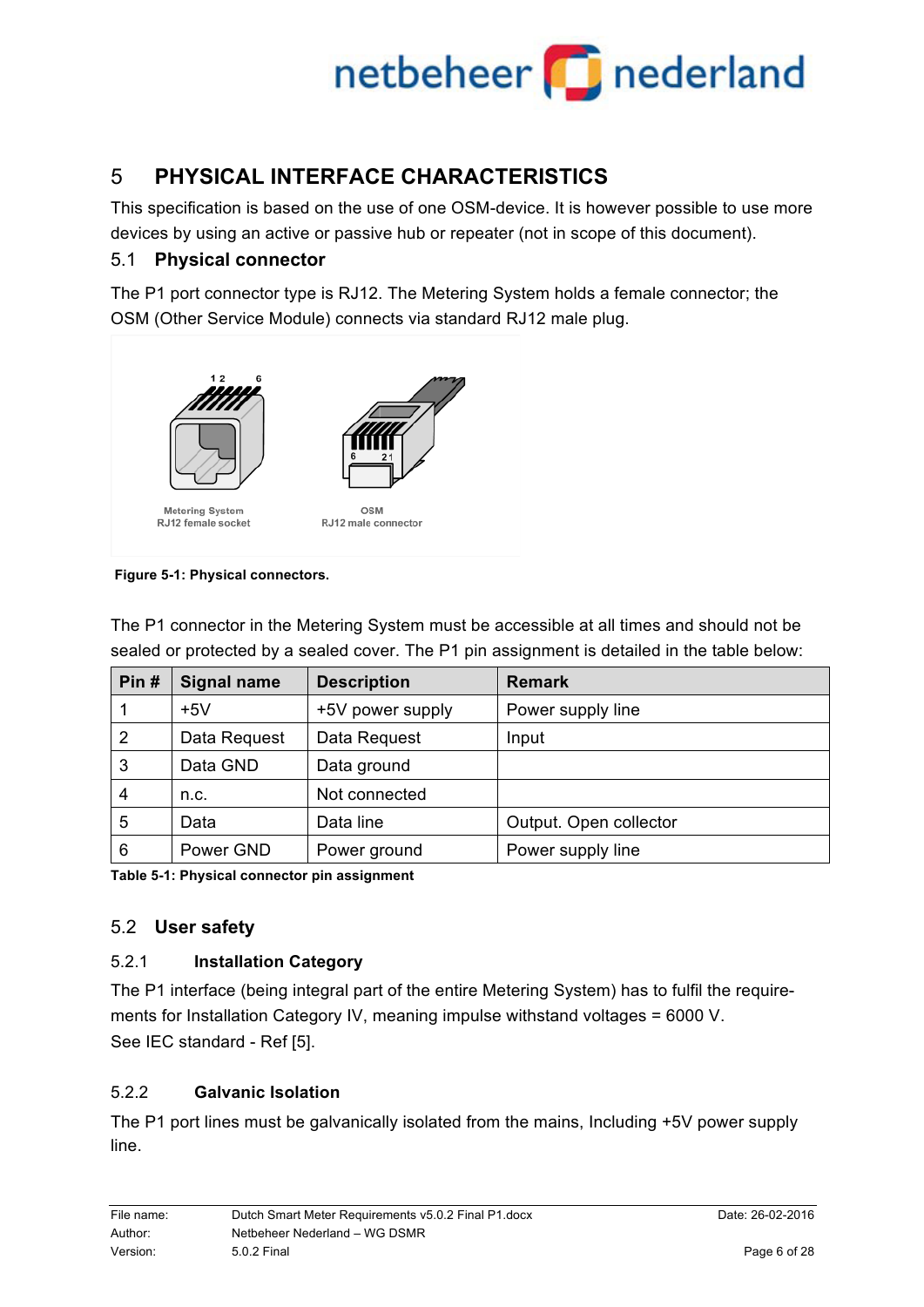# 5 PHYSICAL INTERFACE CHARACTERISTICS

This specification is based on the use of one OSM-device. It is however possible to use more devices by using an active or passive hub or repeater (not in scope of this document).

## 5.1 Physical connector

The P1 port connector type is RJ12. The Metering System holds a female connector; the OSM (Other Service Module) connects via standard RJ12 male plug.

Metering System RJ12 female socket

OSM RJ12 male connector

**Figure 5-1: Physical connectors.**

The P1 connector in the Metering System must be accessible at all times and should not be sealed or protected by a sealed cover. The P1 pin assignment is detailed in the table below:

| Pin # | Signal name | Description | Remark |
|---|---|---|---|
| 1 | +5V | +5V power supply | Power supply line |
| 2 | Data Request | Data Request | Input |
| 3 | Data GND | Data ground | |
| 4 | n.c. | Not connected | |
| 5 | Data | Data line | Output. Open collector |
| 6 | Power GND | Power ground | Power supply line |

**Table 5-1: Physical connector pin assignment**

## 5.2 User safety

### 5.2.1 Installation Category

The P1 interface (being integral part of the entire Metering System) has to fulfil the requirements for Installation Category IV, meaning impulse withstand voltages = 6000 V.
See IEC standard - Ref [5].

### 5.2.2 Galvanic Isolation

The P1 port lines must be galvanically isolated from the mains, Including +5V power supply line.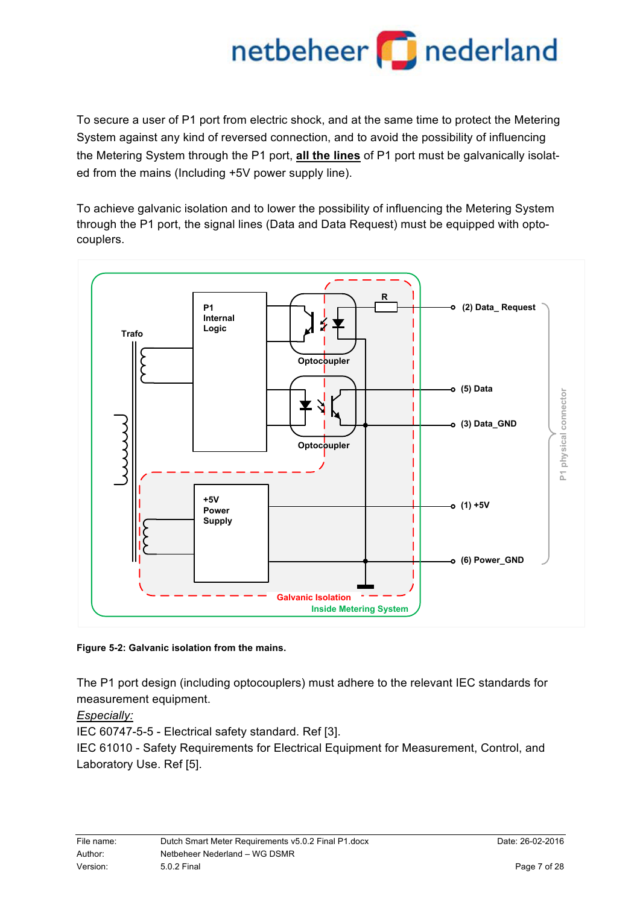To secure a user of P1 port from electric shock, and at the same time to protect the Metering System against any kind of reversed connection, and to avoid the possibility of influencing the Metering System through the P1 port, **all the lines** of P1 port must be galvanically isolated from the mains (Including +5V power supply line).

To achieve galvanic isolation and to lower the possibility of influencing the Metering System through the P1 port, the signal lines (Data and Data Request) must be equipped with optocouplers.

**Figure 5-2: Galvanic isolation from the mains.**

The P1 port design (including optocouplers) must adhere to the relevant IEC standards for measurement equipment.

*Especially:*

IEC 60747-5-5 - Electrical safety standard. Ref [3].

IEC 61010 - Safety Requirements for Electrical Equipment for Measurement, Control, and Laboratory Use. Ref [5].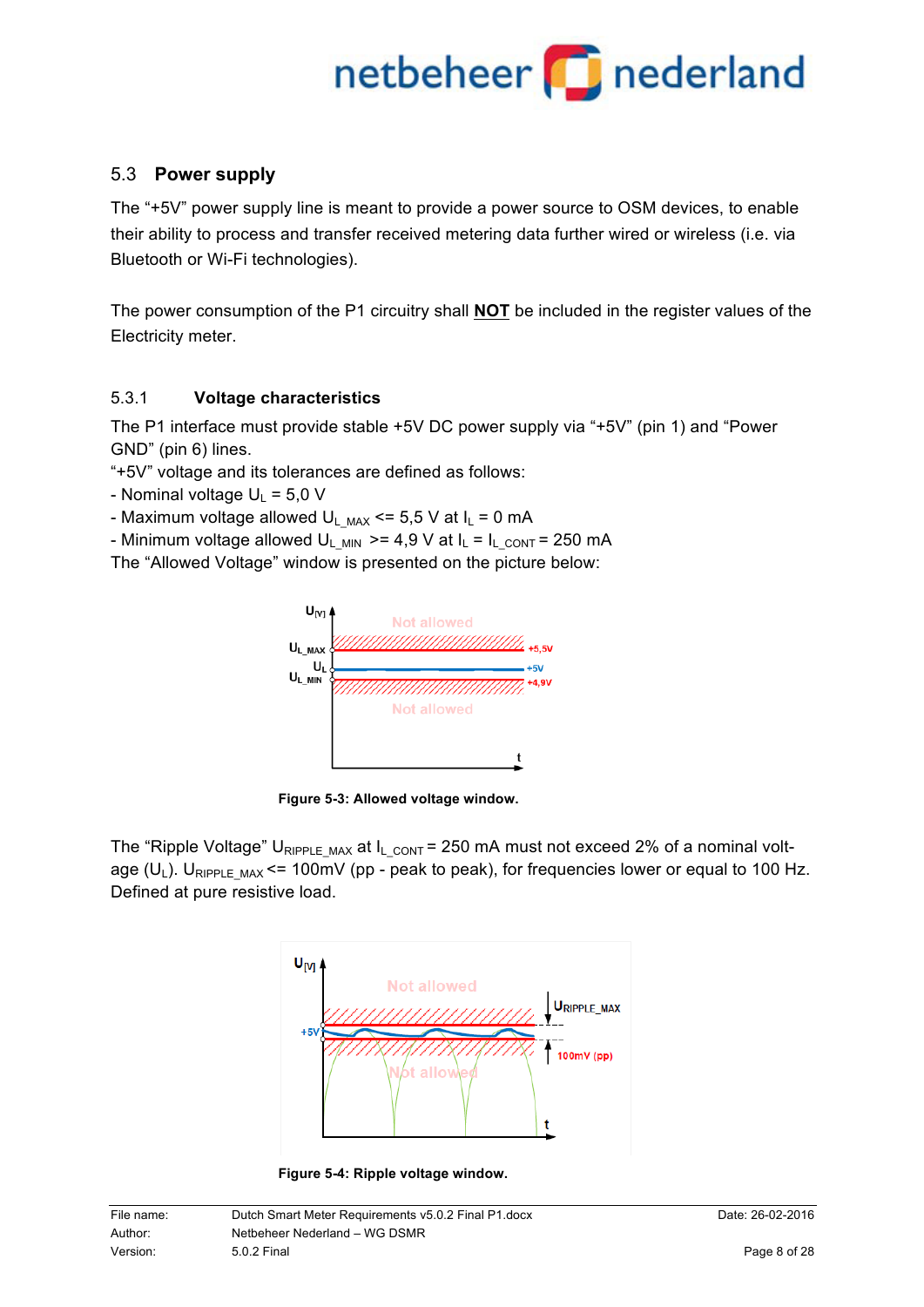## 5.3 Power supply

The “+5V” power supply line is meant to provide a power source to OSM devices, to enable their ability to process and transfer received metering data further wired or wireless (i.e. via Bluetooth or Wi-Fi technologies).

The power consumption of the P1 circuitry shall **NOT** be included in the register values of the Electricity meter.

### 5.3.1 Voltage characteristics

The P1 interface must provide stable +5V DC power supply via “+5V” (pin 1) and “Power GND” (pin 6) lines.
“+5V” voltage and its tolerances are defined as follows:
- Nominal voltage $U_L$ = 5,0 V
- Maximum voltage allowed $U_{L\_MAX}$ <= 5,5 V at $I_L$ = 0 mA
- Minimum voltage allowed $U_{L\_MIN}$ >= 4,9 V at $I_L$ = $I_{L\_CONT}$ = 250 mA

The “Allowed Voltage” window is presented on the picture below:

**Figure 5-3: Allowed voltage window.**

The “Ripple Voltage” $U_{RIPPLE\_MAX}$ at $I_{L\_CONT}$ = 250 mA must not exceed 2% of a nominal voltage ($U_L$). $U_{RIPPLE\_MAX}$ <= 100mV (pp - peak to peak), for frequencies lower or equal to 100 Hz. Defined at pure resistive load.

**Figure 5-4: Ripple voltage window.**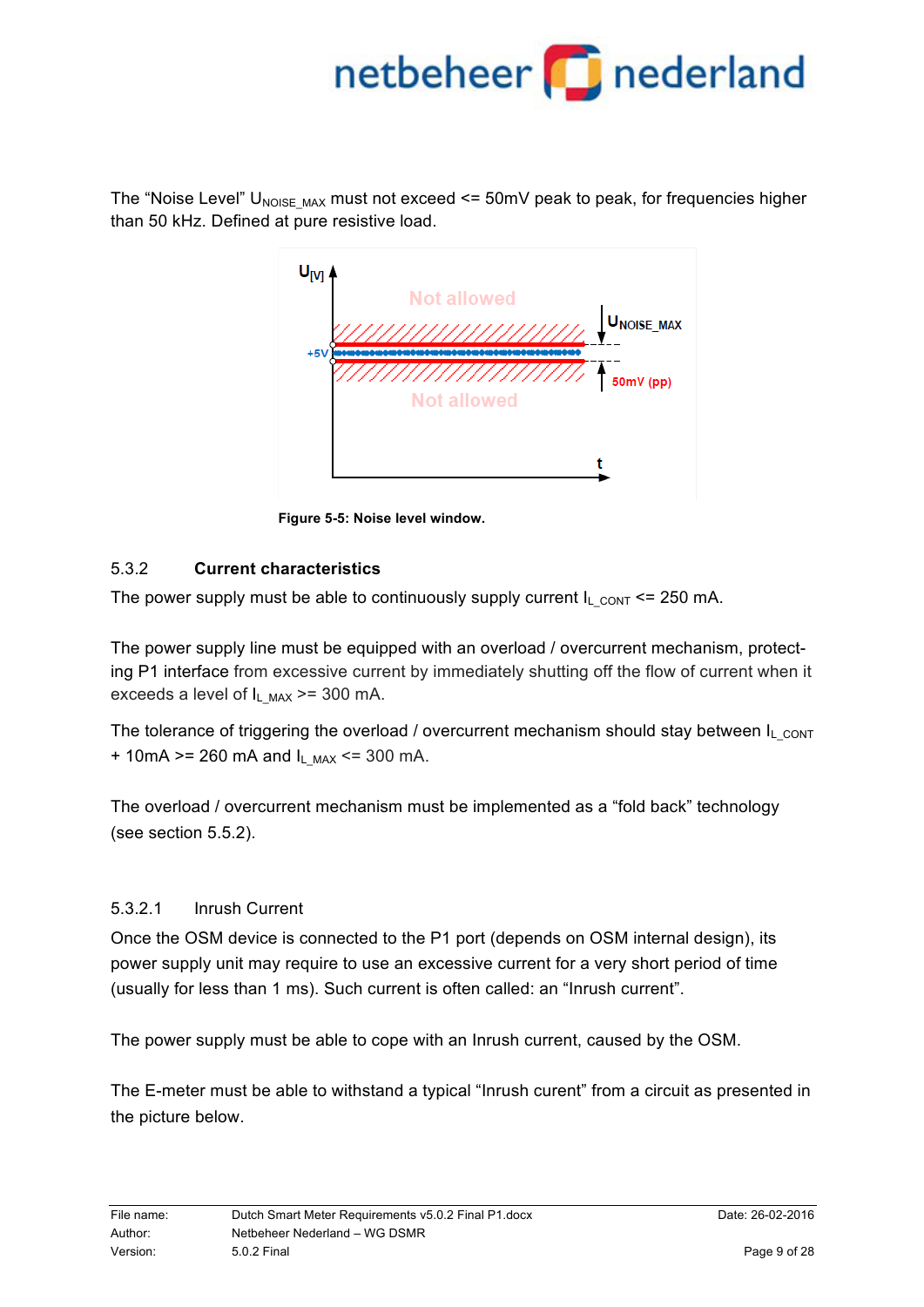The “Noise Level” $U_{NOISE\_MAX}$ must not exceed <= 50mV peak to peak, for frequencies higher than 50 kHz. Defined at pure resistive load.

Figure 5-5: Noise level window.

### 5.3.2 Current characteristics

The power supply must be able to continuously supply current $I_{L\_CONT}$ <= 250 mA.

The power supply line must be equipped with an overload / overcurrent mechanism, protecting P1 interface from excessive current by immediately shutting off the flow of current when it exceeds a level of $I_{L\_MAX}$ >= 300 mA.

The tolerance of triggering the overload / overcurrent mechanism should stay between $I_{L\_CONT}$ + 10mA >= 260 mA and $I_{L\_MAX}$ <= 300 mA.

The overload / overcurrent mechanism must be implemented as a “fold back” technology (see section 5.5.2).

#### 5.3.2.1 Inrush Current

Once the OSM device is connected to the P1 port (depends on OSM internal design), its power supply unit may require to use an excessive current for a very short period of time (usually for less than 1 ms). Such current is often called: an “Inrush current”.

The power supply must be able to cope with an Inrush current, caused by the OSM.

The E-meter must be able to withstand a typical “Inrush curent” from a circuit as presented in the picture below.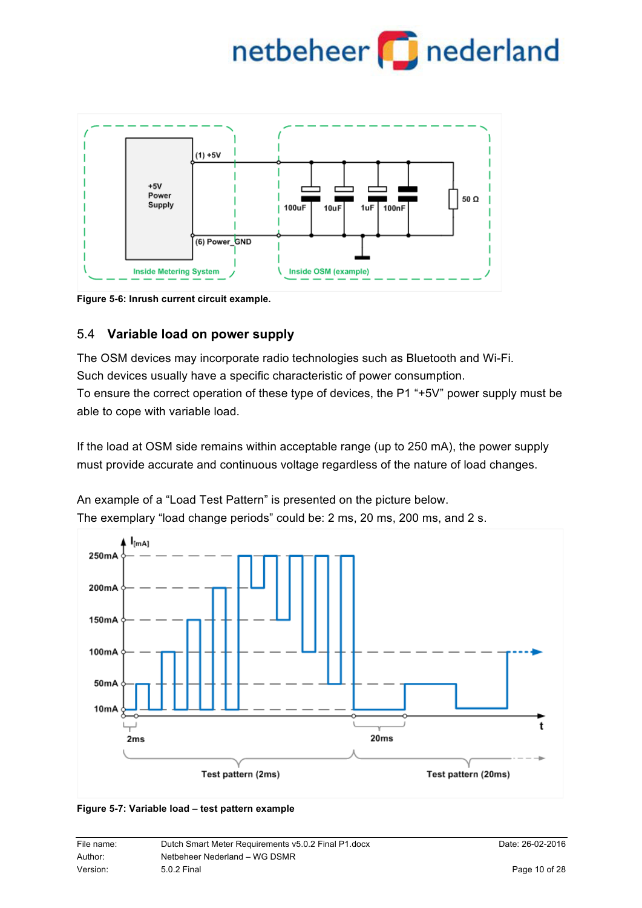Figure 5-6: Inrush current circuit example.

## 5.4 Variable load on power supply

The OSM devices may incorporate radio technologies such as Bluetooth and Wi-Fi.
Such devices usually have a specific characteristic of power consumption.
To ensure the correct operation of these type of devices, the P1 “+5V” power supply must be able to cope with variable load.

If the load at OSM side remains within acceptable range (up to 250 mA), the power supply must provide accurate and continuous voltage regardless of the nature of load changes.

An example of a “Load Test Pattern” is presented on the picture below.
The exemplary “load change periods” could be: 2 ms, 20 ms, 200 ms, and 2 s.

Figure 5-7: Variable load – test pattern example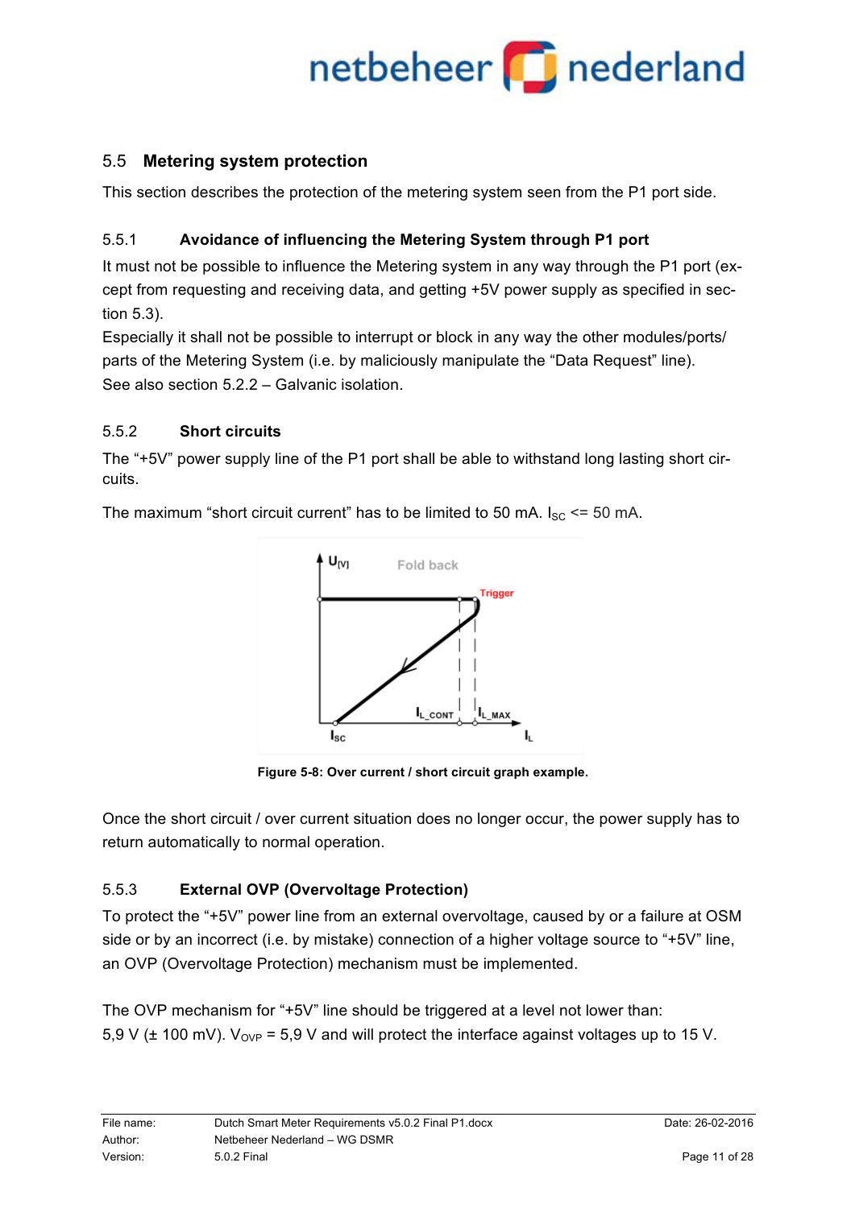## 5.5 Metering system protection

This section describes the protection of the metering system seen from the P1 port side.

### 5.5.1 Avoidance of influencing the Metering System through P1 port

It must not be possible to influence the Metering system in any way through the P1 port (except from requesting and receiving data, and getting +5V power supply as specified in section 5.3).

Especially it shall not be possible to interrupt or block in any way the other modules/ports/ parts of the Metering System (i.e. by maliciously manipulate the "Data Request" line).

See also section 5.2.2 – Galvanic isolation.

### 5.5.2 Short circuits

The "+5V" power supply line of the P1 port shall be able to withstand long lasting short circuits.

The maximum "short circuit current" has to be limited to 50 mA. $I_{SC}$ <= 50 mA.

Figure 5-8: Over current / short circuit graph example.

Once the short circuit / over current situation does no longer occur, the power supply has to return automatically to normal operation.

### 5.5.3 External OVP (Overvoltage Protection)

To protect the "+5V" power line from an external overvoltage, caused by or a failure at OSM side or by an incorrect (i.e. by mistake) connection of a higher voltage source to "+5V" line, an OVP (Overvoltage Protection) mechanism must be implemented.

The OVP mechanism for "+5V" line should be triggered at a level not lower than: 5,9 V (± 100 mV). $V_{OVP}$ = 5,9 V and will protect the interface against voltages up to 15 V.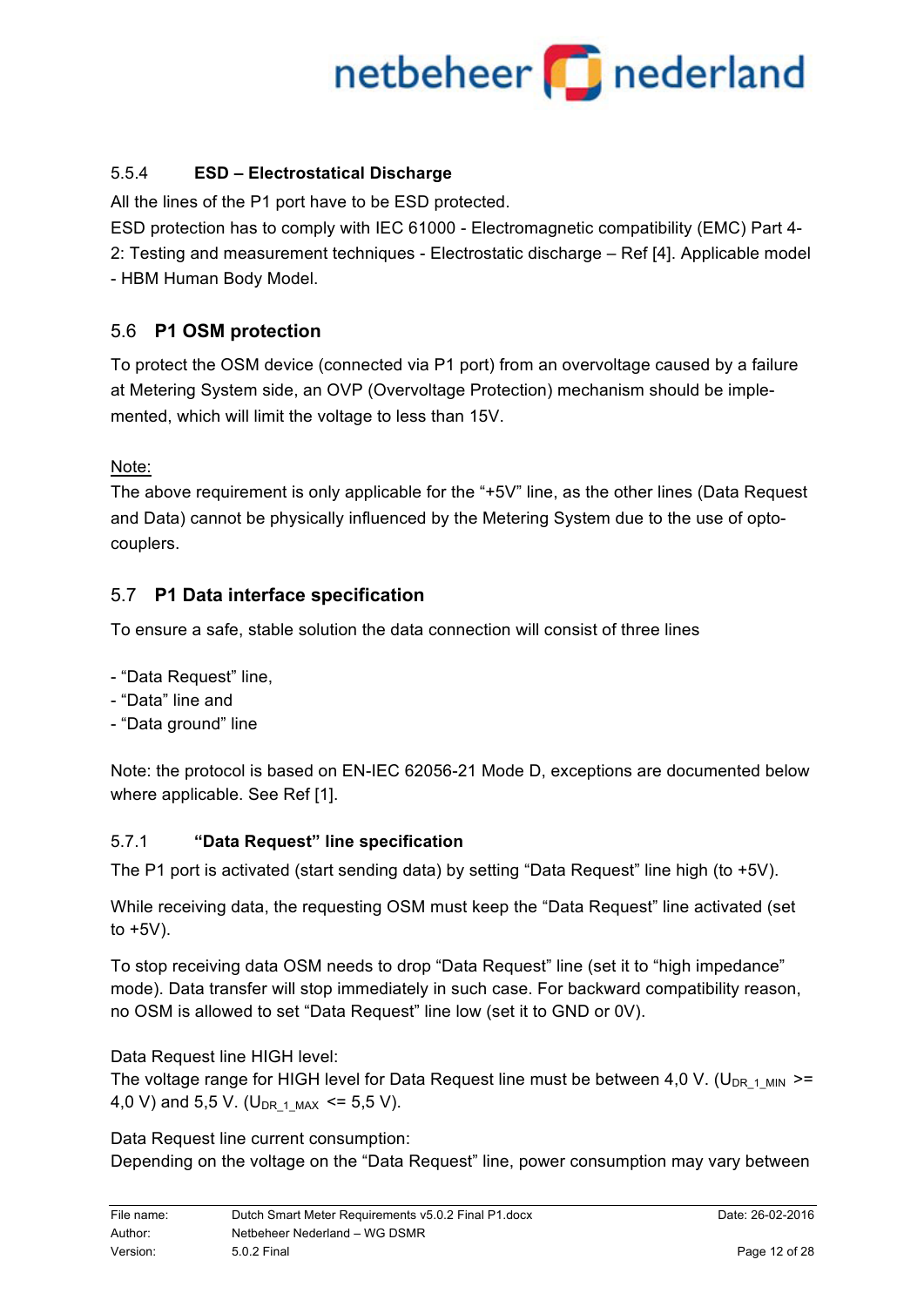#### 5.5.4 ESD – Electrostatical Discharge

All the lines of the P1 port have to be ESD protected.
ESD protection has to comply with IEC 61000 - Electromagnetic compatibility (EMC) Part 4-2: Testing and measurement techniques - Electrostatic discharge – Ref [4]. Applicable model - HBM Human Body Model.

### 5.6 P1 OSM protection

To protect the OSM device (connected via P1 port) from an overvoltage caused by a failure at Metering System side, an OVP (Overvoltage Protection) mechanism should be implemented, which will limit the voltage to less than 15V.

Note:
The above requirement is only applicable for the "+5V" line, as the other lines (Data Request and Data) cannot be physically influenced by the Metering System due to the use of opto-couplers.

### 5.7 P1 Data interface specification

To ensure a safe, stable solution the data connection will consist of three lines

- "Data Request" line,
- "Data" line and
- "Data ground" line

Note: the protocol is based on EN-IEC 62056-21 Mode D, exceptions are documented below where applicable. See Ref [1].

#### 5.7.1 "Data Request" line specification

The P1 port is activated (start sending data) by setting "Data Request" line high (to +5V).

While receiving data, the requesting OSM must keep the "Data Request" line activated (set to +5V).

To stop receiving data OSM needs to drop "Data Request" line (set it to "high impedance" mode). Data transfer will stop immediately in such case. For backward compatibility reason, no OSM is allowed to set "Data Request" line low (set it to GND or 0V).

Data Request line HIGH level:
The voltage range for HIGH level for Data Request line must be between 4,0 V. ($U_{DR\_1\_MIN}$ >= 4,0 V) and 5,5 V. ($U_{DR\_1\_MAX}$ <= 5,5 V).

Data Request line current consumption:
Depending on the voltage on the "Data Request" line, power consumption may vary between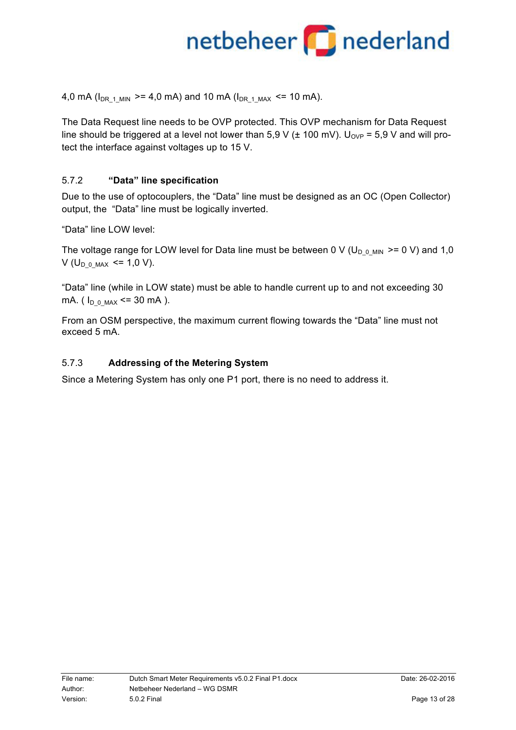4,0 mA ($I_{DR\_1\_MIN}$ >= 4,0 mA) and 10 mA ($I_{DR\_1\_MAX}$ <= 10 mA).

The Data Request line needs to be OVP protected. This OVP mechanism for Data Request line should be triggered at a level not lower than 5,9 V (± 100 mV). $U_{OVP}$ = 5,9 V and will protect the interface against voltages up to 15 V.

### 5.7.2 "Data" line specification

Due to the use of optocouplers, the "Data" line must be designed as an OC (Open Collector) output, the "Data" line must be logically inverted.

"Data" line LOW level:

The voltage range for LOW level for Data line must be between 0 V ($U_{D\_0\_MIN}$ >= 0 V) and 1,0 V ($U_{D\_0\_MAX}$ <= 1,0 V).

"Data" line (while in LOW state) must be able to handle current up to and not exceeding 30 mA. ( $I_{D\_0\_MAX}$ <= 30 mA ).

From an OSM perspective, the maximum current flowing towards the "Data" line must not exceed 5 mA.

### 5.7.3 Addressing of the Metering System

Since a Metering System has only one P1 port, there is no need to address it.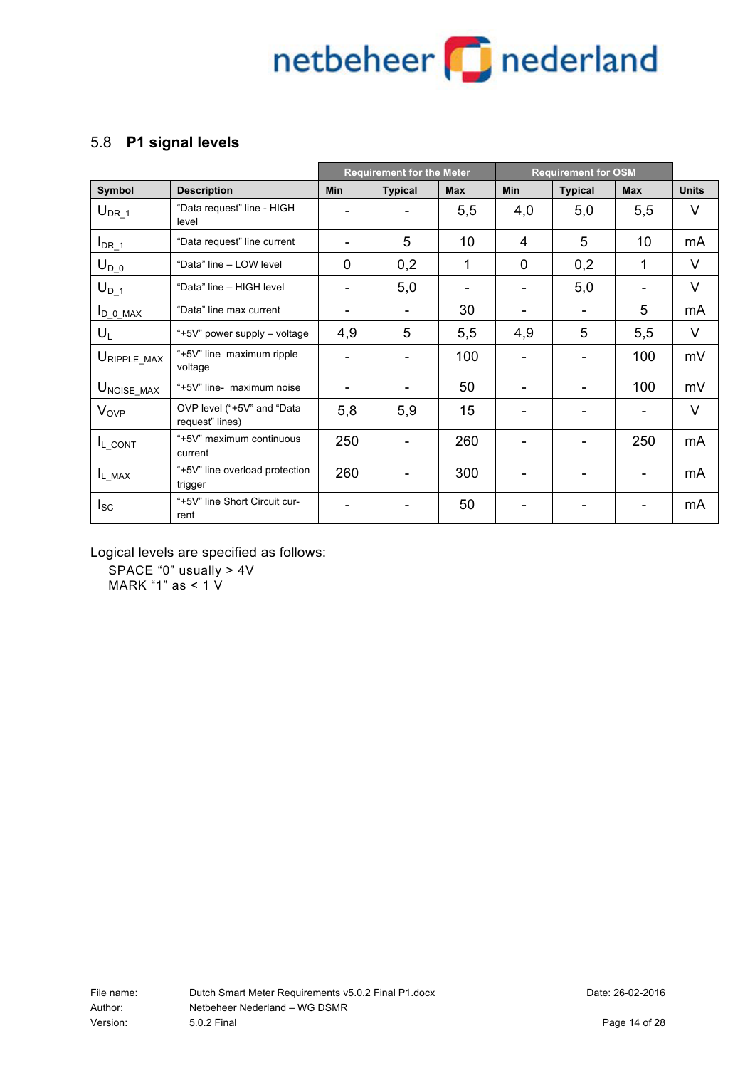## 5.8 P1 signal levels

| | | Requirement for the Meter | | | Requirement for OSM | | | |
|---|---|---|---|---|---|---|---|---|
| **Symbol** | **Description** | **Min** | **Typical** | **Max** | **Min** | **Typical** | **Max** | **Units** |
| $U_{DR\_1}$ | "Data request" line - HIGH level | - | - | 5,5 | 4,0 | 5,0 | 5,5 | V |
| $I_{DR\_1}$ | "Data request" line current | - | 5 | 10 | 4 | 5 | 10 | mA |
| $U_{D\_0}$ | "Data" line – LOW level | 0 | 0,2 | 1 | 0 | 0,2 | 1 | V |
| $U_{D\_1}$ | "Data" line – HIGH level | - | 5,0 | - | - | 5,0 | - | V |
| $I_{D\_0\_MAX}$ | "Data" line max current | - | - | 30 | - | - | 5 | mA |
| $U_L$ | "+5V" power supply – voltage | 4,9 | 5 | 5,5 | 4,9 | 5 | 5,5 | V |
| $U_{RIPPLE\_MAX}$ | "+5V" line maximum ripple voltage | - | - | 100 | - | - | 100 | mV |
| $U_{NOISE\_MAX}$ | "+5V" line- maximum noise | - | - | 50 | - | - | 100 | mV |
| $V_{OVP}$ | OVP level ("+5V" and "Data request" lines) | 5,8 | 5,9 | 15 | - | - | - | V |
| $I_{L\_CONT}$ | "+5V" maximum continuous current | 250 | - | 260 | - | - | 250 | mA |
| $I_{L\_MAX}$ | "+5V" line overload protection trigger | 260 | - | 300 | - | - | - | mA |
| $I_{SC}$ | "+5V" line Short Circuit current | - | - | 50 | - | - | - | mA |

Logical levels are specified as follows:

SPACE "0" usually > 4V

MARK "1" as < 1 V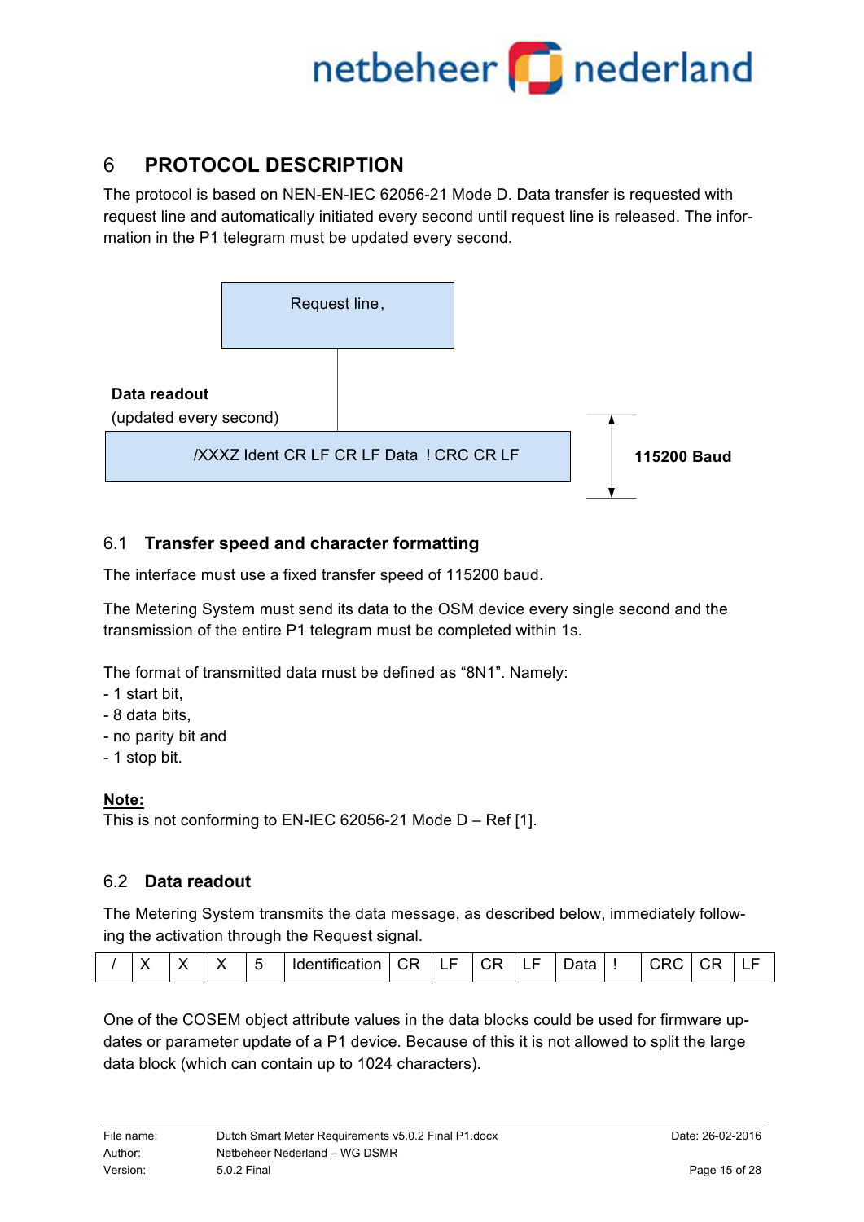# 6 PROTOCOL DESCRIPTION

The protocol is based on NEN-EN-IEC 62056-21 Mode D. Data transfer is requested with request line and automatically initiated every second until request line is released. The information in the P1 telegram must be updated every second.

Request line,

**Data readout**
(updated every second)

/XXXZ Ident CR LF CR LF Data ! CRC CR LF

**115200 Baud**

## 6.1 Transfer speed and character formatting

The interface must use a fixed transfer speed of 115200 baud.

The Metering System must send its data to the OSM device every single second and the transmission of the entire P1 telegram must be completed within 1s.

The format of transmitted data must be defined as “8N1”. Namely:
- 1 start bit,
- 8 data bits,
- no parity bit and
- 1 stop bit.

**Note:**
This is not conforming to EN-IEC 62056-21 Mode D – Ref [1].

## 6.2 Data readout

The Metering System transmits the data message, as described below, immediately following the activation through the Request signal.

| / | X | X | X | 5 | Identification | CR | LF | CR | LF | Data | ! | CRC | CR | LF |
|---|---|---|---|---|---|---|---|---|---|---|---|---|---|---|

One of the COSEM object attribute values in the data blocks could be used for firmware updates or parameter update of a P1 device. Because of this it is not allowed to split the large data block (which can contain up to 1024 characters).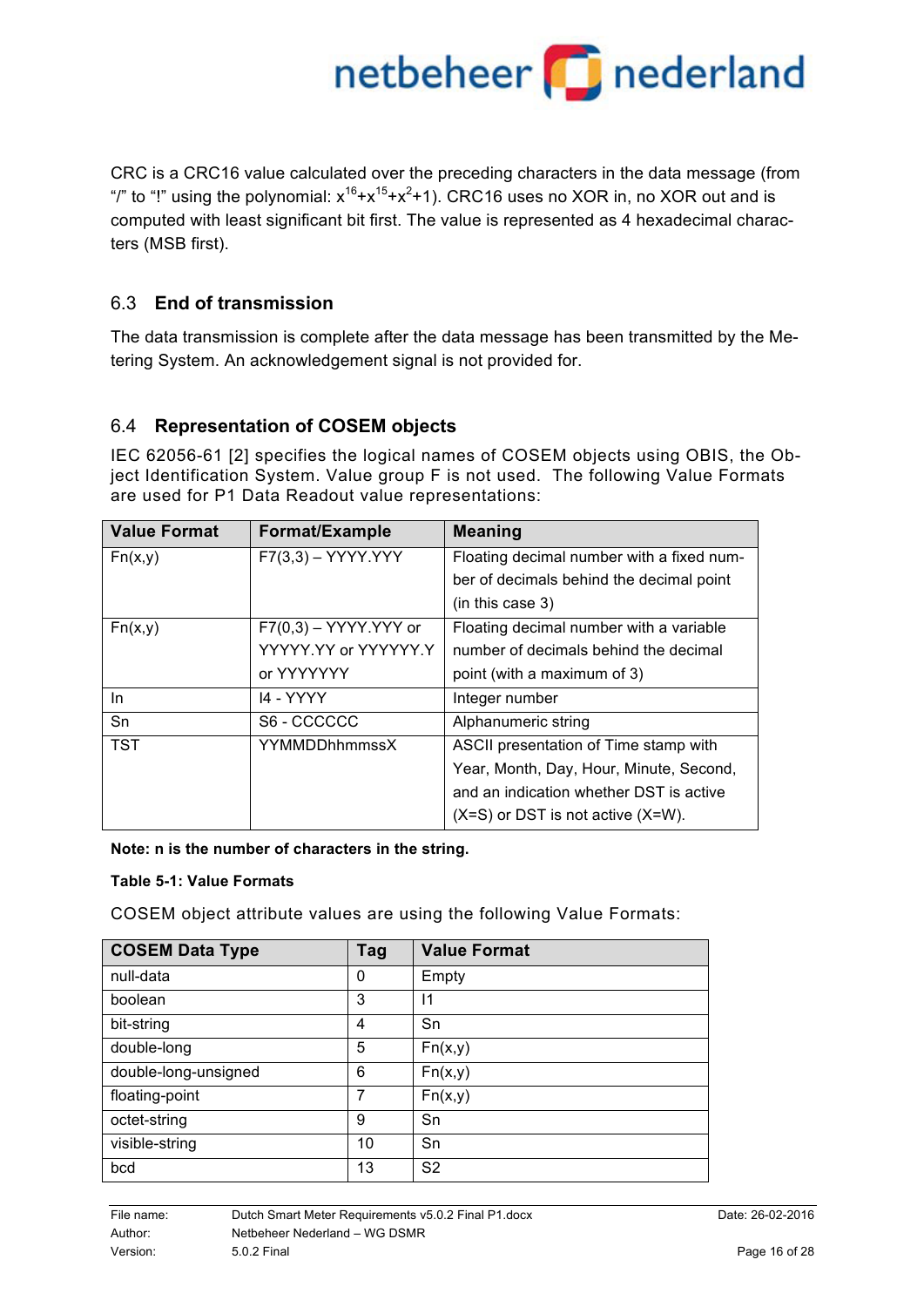CRC is a CRC16 value calculated over the preceding characters in the data message (from "/" to "!" using the polynomial: $x^{16}+x^{15}+x^{2}+1$). CRC16 uses no XOR in, no XOR out and is computed with least significant bit first. The value is represented as 4 hexadecimal characters (MSB first).

## 6.3 End of transmission

The data transmission is complete after the data message has been transmitted by the Metering System. An acknowledgement signal is not provided for.

## 6.4 Representation of COSEM objects

IEC 62056-61 [2] specifies the logical names of COSEM objects using OBIS, the Object Identification System. Value group F is not used. The following Value Formats are used for P1 Data Readout value representations:

| Value Format | Format/Example | Meaning |
|---|---|---|
| Fn(x,y) | F7(3,3) – YYYY.YYY | Floating decimal number with a fixed number of decimals behind the decimal point (in this case 3) |
| Fn(x,y) | F7(0,3) – YYYY.YYY or YYYYY.YY or YYYYYY.Y or YYYYYYY | Floating decimal number with a variable number of decimals behind the decimal point (with a maximum of 3) |
| In | I4 - YYYY | Integer number |
| Sn | S6 - CCCCCC | Alphanumeric string |
| TST | YYMMDDhhmmssX | ASCII presentation of Time stamp with Year, Month, Day, Hour, Minute, Second, and an indication whether DST is active (X=S) or DST is not active (X=W). |

**Note: n is the number of characters in the string.**

**Table 5-1: Value Formats**

COSEM object attribute values are using the following Value Formats:

| COSEM Data Type | Tag | Value Format |
|---|---|---|
| null-data | 0 | Empty |
| boolean | 3 | I1 |
| bit-string | 4 | Sn |
| double-long | 5 | Fn(x,y) |
| double-long-unsigned | 6 | Fn(x,y) |
| floating-point | 7 | Fn(x,y) |
| octet-string | 9 | Sn |
| visible-string | 10 | Sn |
| bcd | 13 | S2 |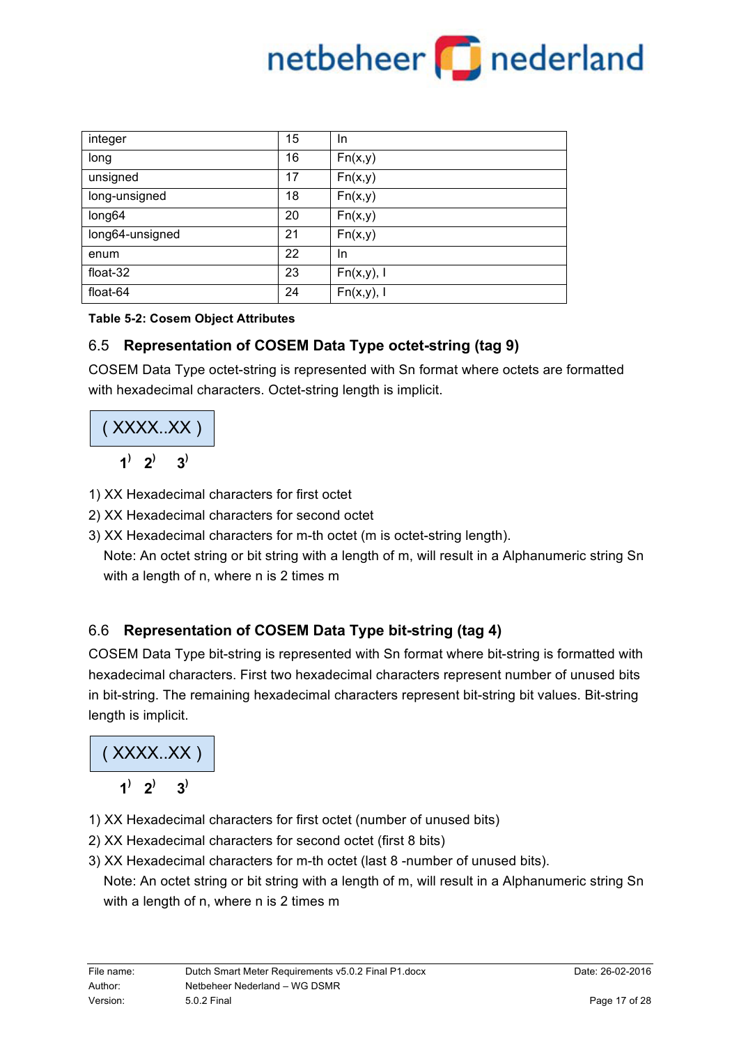| integer | 15 | In |
|---|---|---|
| long | 16 | Fn(x,y) |
| unsigned | 17 | Fn(x,y) |
| long-unsigned | 18 | Fn(x,y) |
| long64 | 20 | Fn(x,y) |
| long64-unsigned | 21 | Fn(x,y) |
| enum | 22 | In |
| float-32 | 23 | Fn(x,y), I |
| float-64 | 24 | Fn(x,y), I |

**Table 5-2: Cosem Object Attributes**

## 6.5 Representation of COSEM Data Type octet-string (tag 9)

COSEM Data Type octet-string is represented with Sn format where octets are formatted with hexadecimal characters. Octet-string length is implicit.

```
( XXXX..XX )
  1)  2)   3)
```

1) XX Hexadecimal characters for first octet
2) XX Hexadecimal characters for second octet
3) XX Hexadecimal characters for m-th octet (m is octet-string length).
   Note: An octet string or bit string with a length of m, will result in a Alphanumeric string Sn with a length of n, where n is 2 times m

## 6.6 Representation of COSEM Data Type bit-string (tag 4)

COSEM Data Type bit-string is represented with Sn format where bit-string is formatted with hexadecimal characters. First two hexadecimal characters represent number of unused bits in bit-string. The remaining hexadecimal characters represent bit-string bit values. Bit-string length is implicit.

```
( XXXX..XX )
  1)  2)   3)
```

1) XX Hexadecimal characters for first octet (number of unused bits)
2) XX Hexadecimal characters for second octet (first 8 bits)
3) XX Hexadecimal characters for m-th octet (last 8 -number of unused bits).
   Note: An octet string or bit string with a length of m, will result in a Alphanumeric string Sn with a length of n, where n is 2 times m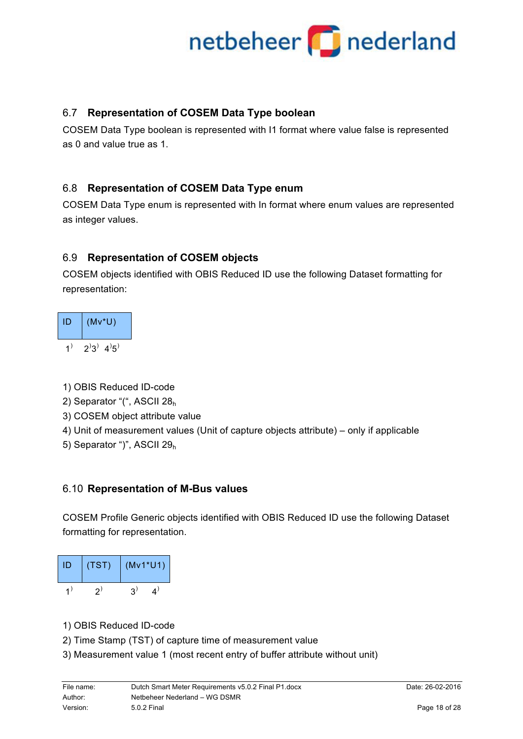## 6.7 Representation of COSEM Data Type boolean

COSEM Data Type boolean is represented with I1 format where value false is represented as 0 and value true as 1.

## 6.8 Representation of COSEM Data Type enum

COSEM Data Type enum is represented with In format where enum values are represented as integer values.

## 6.9 Representation of COSEM objects

COSEM objects identified with OBIS Reduced ID use the following Dataset formatting for representation:

| ID | (Mv*U) |
|---|---|
| 1) | 2)3) 4)5) |

1) OBIS Reduced ID-code
2) Separator "(", ASCII $28_h$
3) COSEM object attribute value
4) Unit of measurement values (Unit of capture objects attribute) – only if applicable
5) Separator ")", ASCII $29_h$

## 6.10 Representation of M-Bus values

COSEM Profile Generic objects identified with OBIS Reduced ID use the following Dataset formatting for representation.

| ID | (TST) | (Mv1*U1) |
|---|---|---|
| 1) | 2) | 3) 4) |

1) OBIS Reduced ID-code
2) Time Stamp (TST) of capture time of measurement value
3) Measurement value 1 (most recent entry of buffer attribute without unit)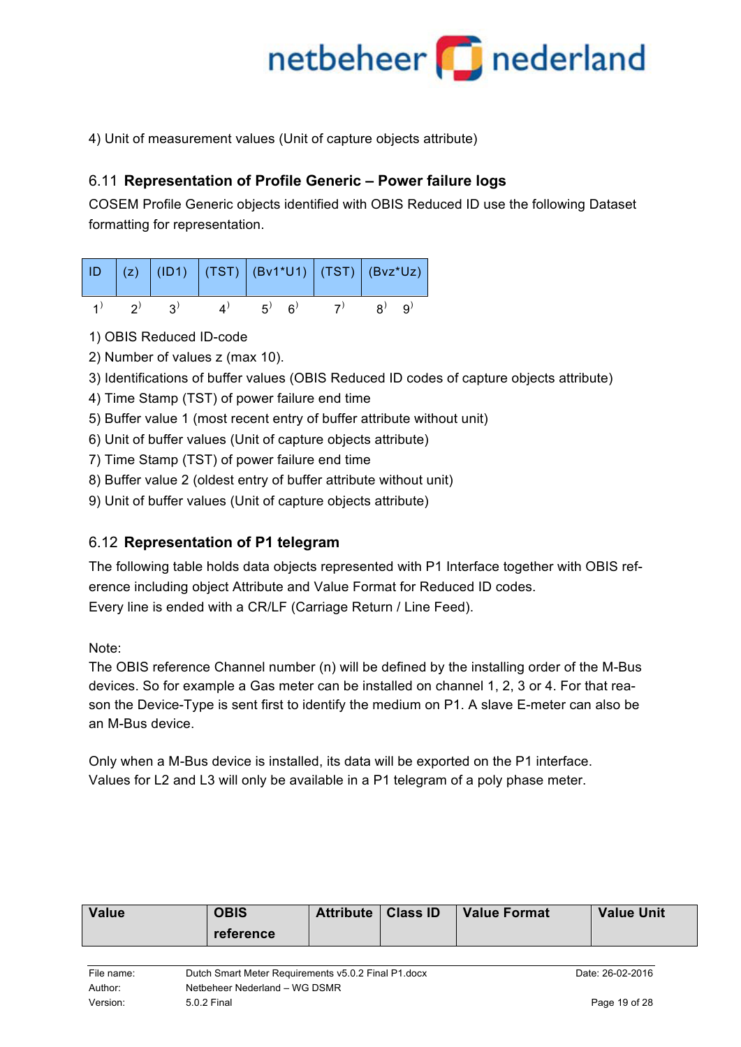4) Unit of measurement values (Unit of capture objects attribute)

## 6.11 Representation of Profile Generic – Power failure logs

COSEM Profile Generic objects identified with OBIS Reduced ID use the following Dataset formatting for representation.

| ID | (z) | (ID1) | (TST) | (Bv1*U1) | (TST) | (Bvz*Uz) |
|---|---|---|---|---|---|---|
| 1) | 2) | 3) | 4) | 5) 6) | 7) | 8) 9) |

1) OBIS Reduced ID-code
2) Number of values z (max 10).
3) Identifications of buffer values (OBIS Reduced ID codes of capture objects attribute)
4) Time Stamp (TST) of power failure end time
5) Buffer value 1 (most recent entry of buffer attribute without unit)
6) Unit of buffer values (Unit of capture objects attribute)
7) Time Stamp (TST) of power failure end time
8) Buffer value 2 (oldest entry of buffer attribute without unit)
9) Unit of buffer values (Unit of capture objects attribute)

## 6.12 Representation of P1 telegram

The following table holds data objects represented with P1 Interface together with OBIS reference including object Attribute and Value Format for Reduced ID codes.
Every line is ended with a CR/LF (Carriage Return / Line Feed).

Note:
The OBIS reference Channel number (n) will be defined by the installing order of the M-Bus devices. So for example a Gas meter can be installed on channel 1, 2, 3 or 4. For that reason the Device-Type is sent first to identify the medium on P1. A slave E-meter can also be an M-Bus device.

Only when a M-Bus device is installed, its data will be exported on the P1 interface.
Values for L2 and L3 will only be available in a P1 telegram of a poly phase meter.

| Value | OBIS reference | Attribute | Class ID | Value Format | Value Unit |
|---|---|---|---|---|---|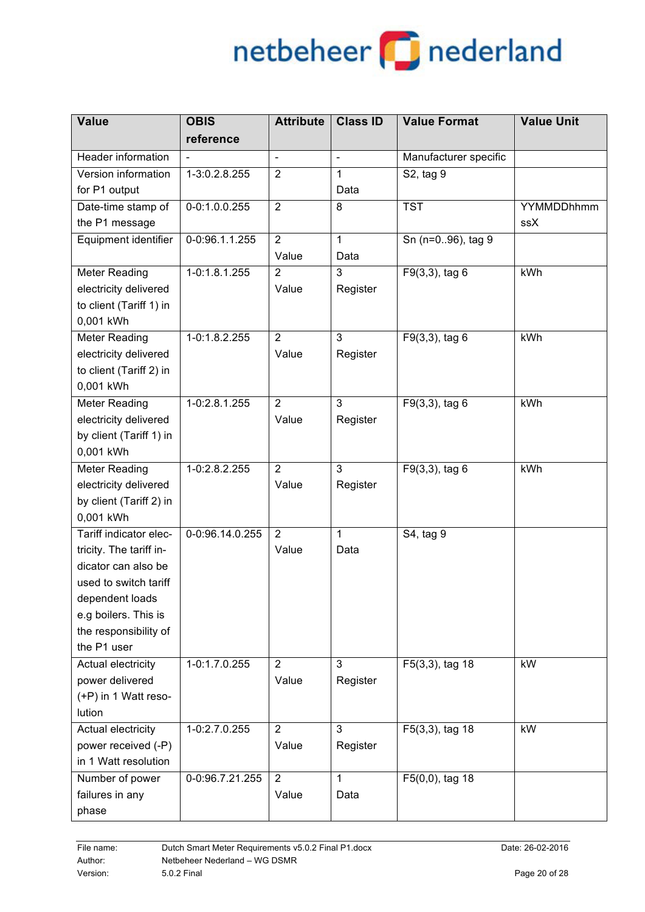| Value | OBIS reference | Attribute | Class ID | Value Format | Value Unit |
|---|---|---|---|---|---|
| Header information | - | - | - | Manufacturer specific | |
| Version information for P1 output | 1-3:0.2.8.255 | 2 | 1 Data | S2, tag 9 | |
| Date-time stamp of the P1 message | 0-0:1.0.0.255 | 2 | 8 | TST | YYMMDDhhmmssX |
| Equipment identifier | 0-0:96.1.1.255 | 2 Value | 1 Data | Sn (n=0..96), tag 9 | |
| Meter Reading electricity delivered to client (Tariff 1) in 0,001 kWh | 1-0:1.8.1.255 | 2 Value | 3 Register | F9(3,3), tag 6 | kWh |
| Meter Reading electricity delivered to client (Tariff 2) in 0,001 kWh | 1-0:1.8.2.255 | 2 Value | 3 Register | F9(3,3), tag 6 | kWh |
| Meter Reading electricity delivered by client (Tariff 1) in 0,001 kWh | 1-0:2.8.1.255 | 2 Value | 3 Register | F9(3,3), tag 6 | kWh |
| Meter Reading electricity delivered by client (Tariff 2) in 0,001 kWh | 1-0:2.8.2.255 | 2 Value | 3 Register | F9(3,3), tag 6 | kWh |
| Tariff indicator electricity. The tariff indicator can also be used to switch tariff dependent loads e.g boilers. This is the responsibility of the P1 user | 0-0:96.14.0.255 | 2 Value | 1 Data | S4, tag 9 | |
| Actual electricity power delivered (+P) in 1 Watt resolution | 1-0:1.7.0.255 | 2 Value | 3 Register | F5(3,3), tag 18 | kW |
| Actual electricity power received (-P) in 1 Watt resolution | 1-0:2.7.0.255 | 2 Value | 3 Register | F5(3,3), tag 18 | kW |
| Number of power failures in any phase | 0-0:96.7.21.255 | 2 Value | 1 Data | F5(0,0), tag 18 | |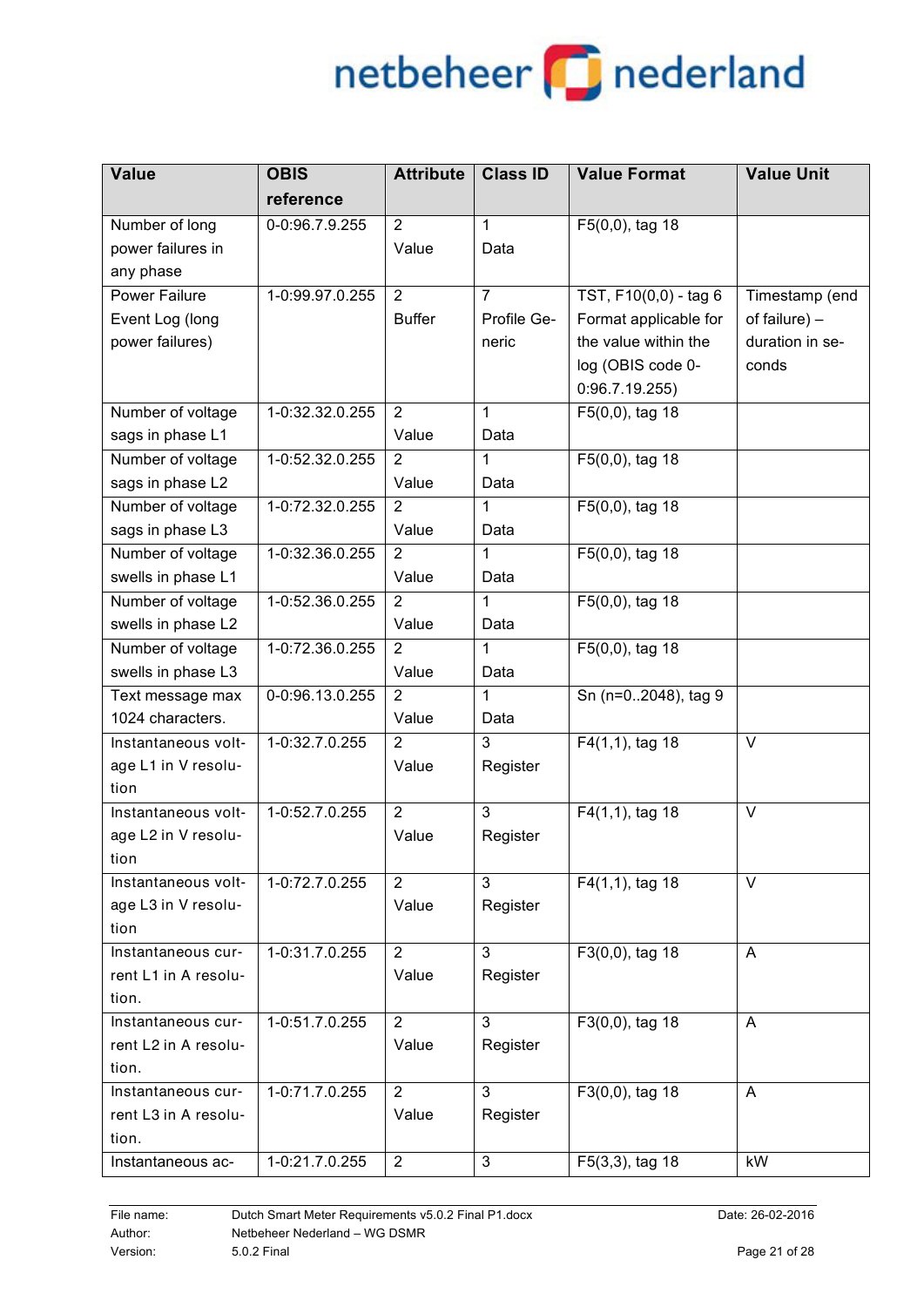| Value | OBIS reference | Attribute | Class ID | Value Format | Value Unit |
|---|---|---|---|---|---|
| Number of long power failures in any phase | 0-0:96.7.9.255 | 2 Value | 1 Data | F5(0,0), tag 18 | |
| Power Failure Event Log (long power failures) | 1-0:99.97.0.255 | 2 Buffer | 7 Profile Generic | TST, F10(0,0) - tag 6 Format applicable for the value within the log (OBIS code 0-0:96.7.19.255) | Timestamp (end of failure) – duration in seconds |
| Number of voltage sags in phase L1 | 1-0:32.32.0.255 | 2 Value | 1 Data | F5(0,0), tag 18 | |
| Number of voltage sags in phase L2 | 1-0:52.32.0.255 | 2 Value | 1 Data | F5(0,0), tag 18 | |
| Number of voltage sags in phase L3 | 1-0:72.32.0.255 | 2 Value | 1 Data | F5(0,0), tag 18 | |
| Number of voltage swells in phase L1 | 1-0:32.36.0.255 | 2 Value | 1 Data | F5(0,0), tag 18 | |
| Number of voltage swells in phase L2 | 1-0:52.36.0.255 | 2 Value | 1 Data | F5(0,0), tag 18 | |
| Number of voltage swells in phase L3 | 1-0:72.36.0.255 | 2 Value | 1 Data | F5(0,0), tag 18 | |
| Text message max 1024 characters. | 0-0:96.13.0.255 | 2 Value | 1 Data | Sn (n=0..2048), tag 9 | |
| Instantaneous voltage L1 in V resolution | 1-0:32.7.0.255 | 2 Value | 3 Register | F4(1,1), tag 18 | V |
| Instantaneous voltage L2 in V resolution | 1-0:52.7.0.255 | 2 Value | 3 Register | F4(1,1), tag 18 | V |
| Instantaneous voltage L3 in V resolution | 1-0:72.7.0.255 | 2 Value | 3 Register | F4(1,1), tag 18 | V |
| Instantaneous current L1 in A resolution. | 1-0:31.7.0.255 | 2 Value | 3 Register | F3(0,0), tag 18 | A |
| Instantaneous current L2 in A resolution. | 1-0:51.7.0.255 | 2 Value | 3 Register | F3(0,0), tag 18 | A |
| Instantaneous current L3 in A resolution. | 1-0:71.7.0.255 | 2 Value | 3 Register | F3(0,0), tag 18 | A |
| Instantaneous ac- | 1-0:21.7.0.255 | 2 | 3 | F5(3,3), tag 18 | kW |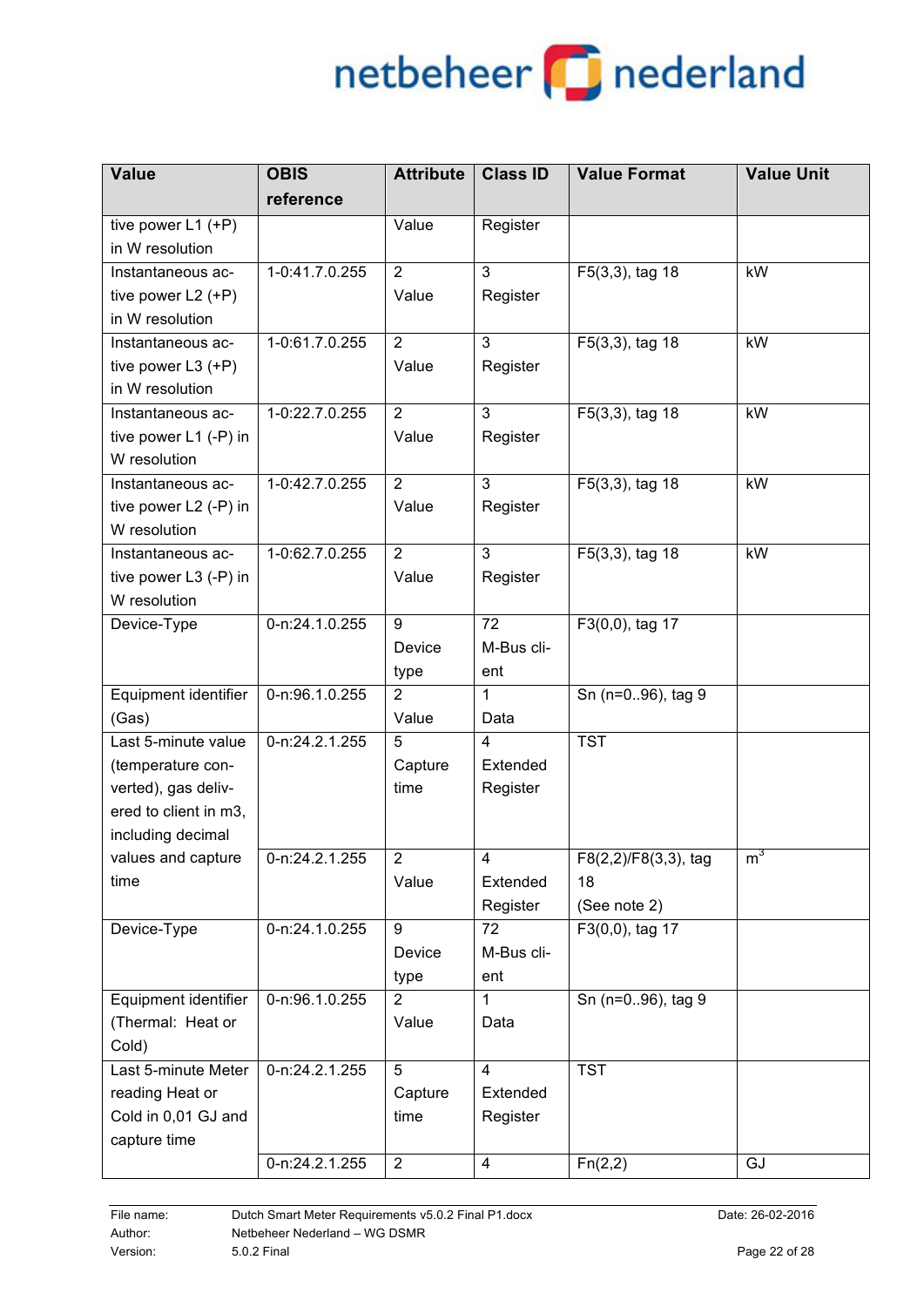| Value | OBIS reference | Attribute | Class ID | Value Format | Value Unit |
|---|---|---|---|---|---|
| tive power L1 (+P) in W resolution | | Value | Register | | |
| Instantaneous active power L2 (+P) in W resolution | 1-0:41.7.0.255 | 2 Value | 3 Register | F5(3,3), tag 18 | kW |
| Instantaneous active power L3 (+P) in W resolution | 1-0:61.7.0.255 | 2 Value | 3 Register | F5(3,3), tag 18 | kW |
| Instantaneous active power L1 (-P) in W resolution | 1-0:22.7.0.255 | 2 Value | 3 Register | F5(3,3), tag 18 | kW |
| Instantaneous active power L2 (-P) in W resolution | 1-0:42.7.0.255 | 2 Value | 3 Register | F5(3,3), tag 18 | kW |
| Instantaneous active power L3 (-P) in W resolution | 1-0:62.7.0.255 | 2 Value | 3 Register | F5(3,3), tag 18 | kW |
| Device-Type | 0-n:24.1.0.255 | 9 Device type | 72 M-Bus client | F3(0,0), tag 17 | |
| Equipment identifier (Gas) | 0-n:96.1.0.255 | 2 Value | 1 Data | Sn (n=0..96), tag 9 | |
| Last 5-minute value (temperature converted), gas delivered to client in m3, including decimal values and capture time | 0-n:24.2.1.255 | 5 Capture time | 4 Extended Register | TST | |
| | 0-n:24.2.1.255 | 2 Value | 4 Extended Register | F8(2,2)/F8(3,3), tag 18 (See note 2) | $m^3$ |
| Device-Type | 0-n:24.1.0.255 | 9 Device type | 72 M-Bus client | F3(0,0), tag 17 | |
| Equipment identifier (Thermal: Heat or Cold) | 0-n:96.1.0.255 | 2 Value | 1 Data | Sn (n=0..96), tag 9 | |
| Last 5-minute Meter reading Heat or Cold in 0,01 GJ and capture time | 0-n:24.2.1.255 | 5 Capture time | 4 Extended Register | TST | |
| | 0-n:24.2.1.255 | 2 | 4 | Fn(2,2) | GJ |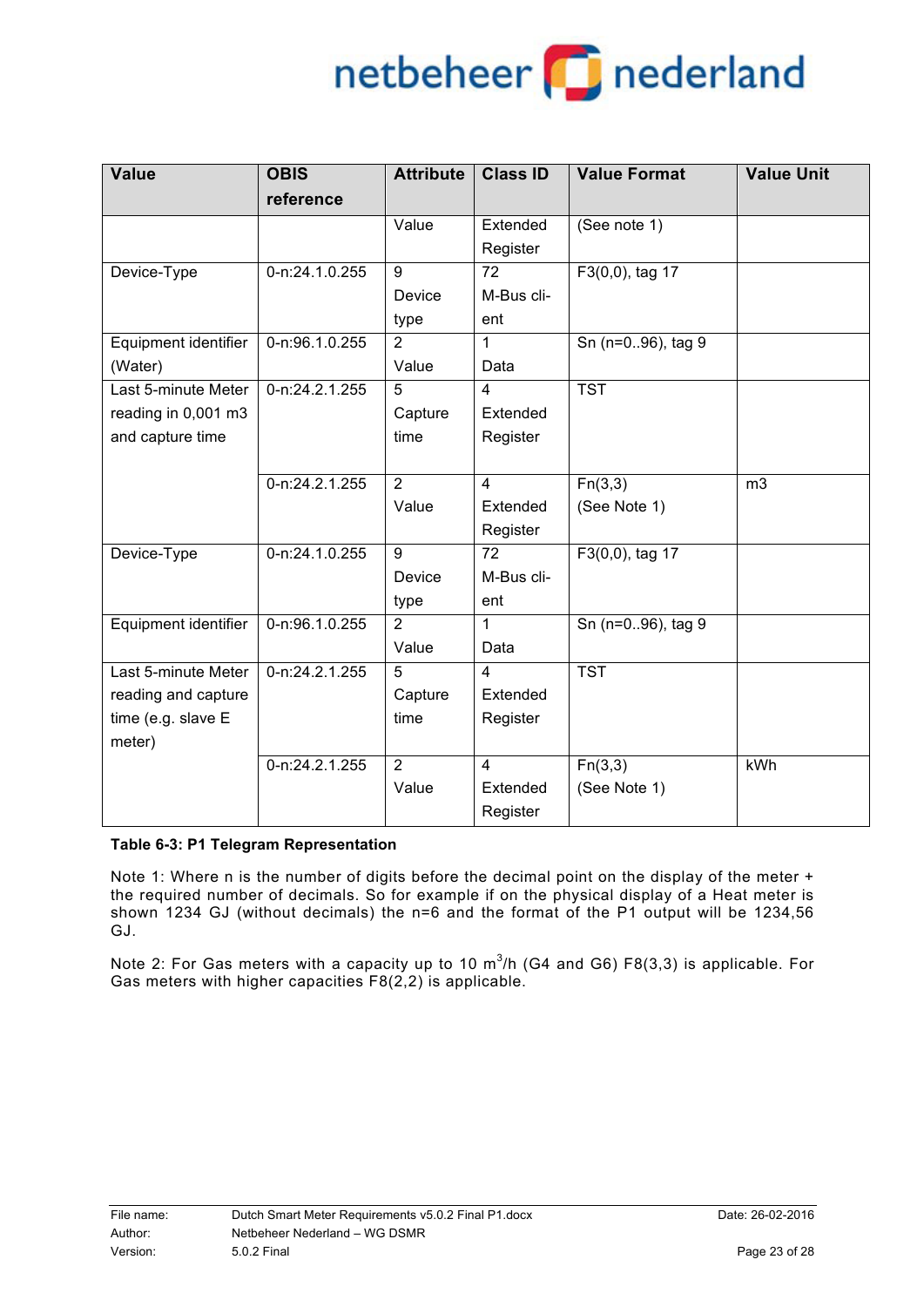| Value | OBIS reference | Attribute | Class ID | Value Format | Value Unit |
|---|---|---|---|---|---|
| | | Value | Extended Register | (See note 1) | |
| Device-Type | 0-n:24.1.0.255 | 9 Device type | 72 M-Bus client | F3(0,0), tag 17 | |
| Equipment identifier (Water) | 0-n:96.1.0.255 | 2 Value | 1 Data | Sn (n=0..96), tag 9 | |
| Last 5-minute Meter reading in 0,001 m3 and capture time | 0-n:24.2.1.255 | 5 Capture time | 4 Extended Register | TST | |
| | 0-n:24.2.1.255 | 2 Value | 4 Extended Register | Fn(3,3) (See Note 1) | m3 |
| Device-Type | 0-n:24.1.0.255 | 9 Device type | 72 M-Bus client | F3(0,0), tag 17 | |
| Equipment identifier | 0-n:96.1.0.255 | 2 Value | 1 Data | Sn (n=0..96), tag 9 | |
| Last 5-minute Meter reading and capture time (e.g. slave E meter) | 0-n:24.2.1.255 | 5 Capture time | 4 Extended Register | TST | |
| | 0-n:24.2.1.255 | 2 Value | 4 Extended Register | Fn(3,3) (See Note 1) | kWh |

**Table 6-3: P1 Telegram Representation**

Note 1: Where n is the number of digits before the decimal point on the display of the meter + the required number of decimals. So for example if on the physical display of a Heat meter is shown 1234 GJ (without decimals) the n=6 and the format of the P1 output will be 1234,56 GJ.

Note 2: For Gas meters with a capacity up to 10 $m^3/h$ (G4 and G6) F8(3,3) is applicable. For Gas meters with higher capacities F8(2,2) is applicable.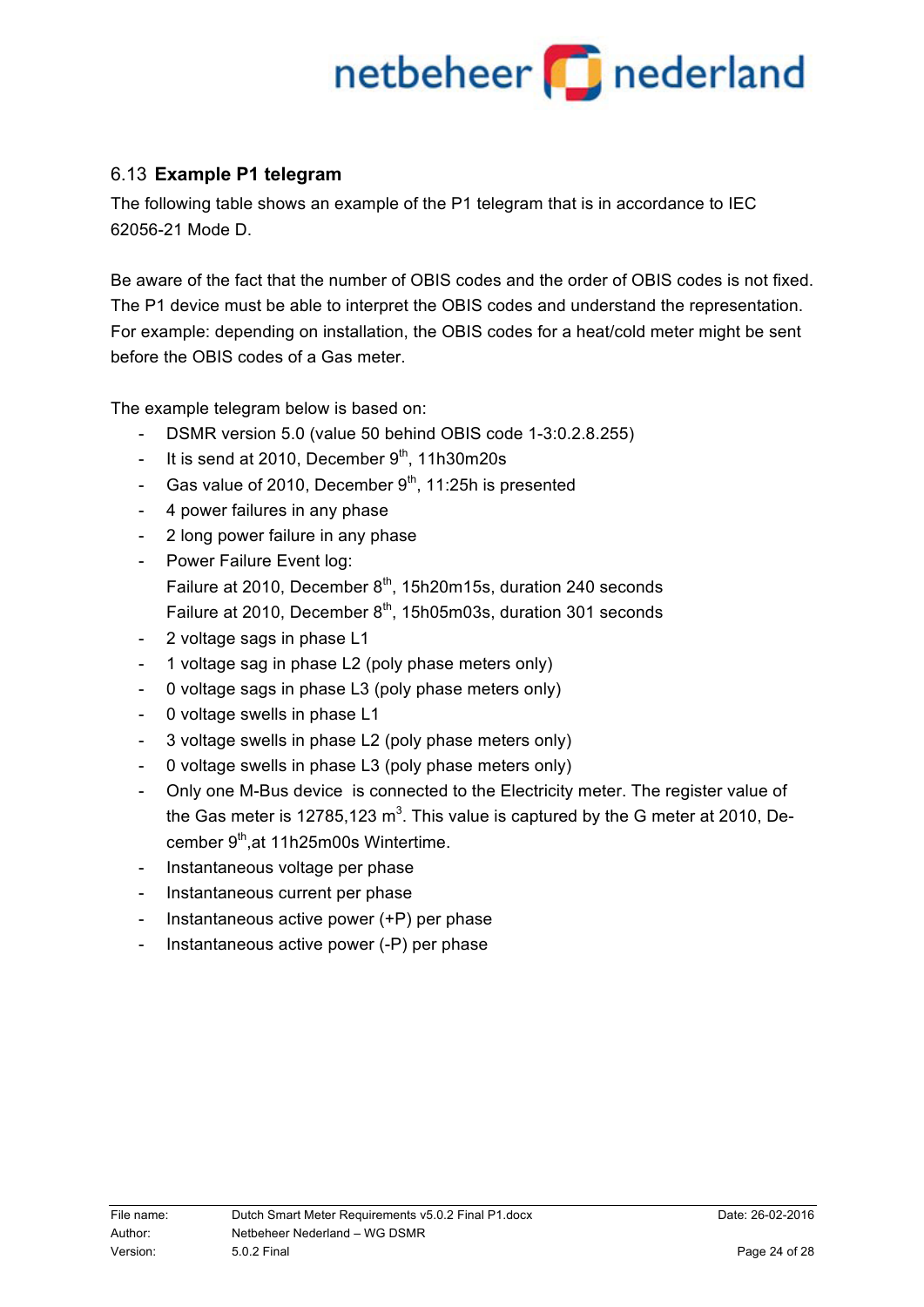## 6.13 Example P1 telegram

The following table shows an example of the P1 telegram that is in accordance to IEC 62056-21 Mode D.

Be aware of the fact that the number of OBIS codes and the order of OBIS codes is not fixed. The P1 device must be able to interpret the OBIS codes and understand the representation. For example: depending on installation, the OBIS codes for a heat/cold meter might be sent before the OBIS codes of a Gas meter.

The example telegram below is based on:

- DSMR version 5.0 (value 50 behind OBIS code 1-3:0.2.8.255)
- It is send at 2010, December 9th, 11h30m20s
- Gas value of 2010, December 9th, 11:25h is presented
- 4 power failures in any phase
- 2 long power failure in any phase
- Power Failure Event log:
  Failure at 2010, December 8th, 15h20m15s, duration 240 seconds
  Failure at 2010, December 8th, 15h05m03s, duration 301 seconds
- 2 voltage sags in phase L1
- 1 voltage sag in phase L2 (poly phase meters only)
- 0 voltage sags in phase L3 (poly phase meters only)
- 0 voltage swells in phase L1
- 3 voltage swells in phase L2 (poly phase meters only)
- 0 voltage swells in phase L3 (poly phase meters only)
- Only one M-Bus device is connected to the Electricity meter. The register value of the Gas meter is 12785,123 $m^3$. This value is captured by the G meter at 2010, December 9th,at 11h25m00s Wintertime.
- Instantaneous voltage per phase
- Instantaneous current per phase
- Instantaneous active power (+P) per phase
- Instantaneous active power (-P) per phase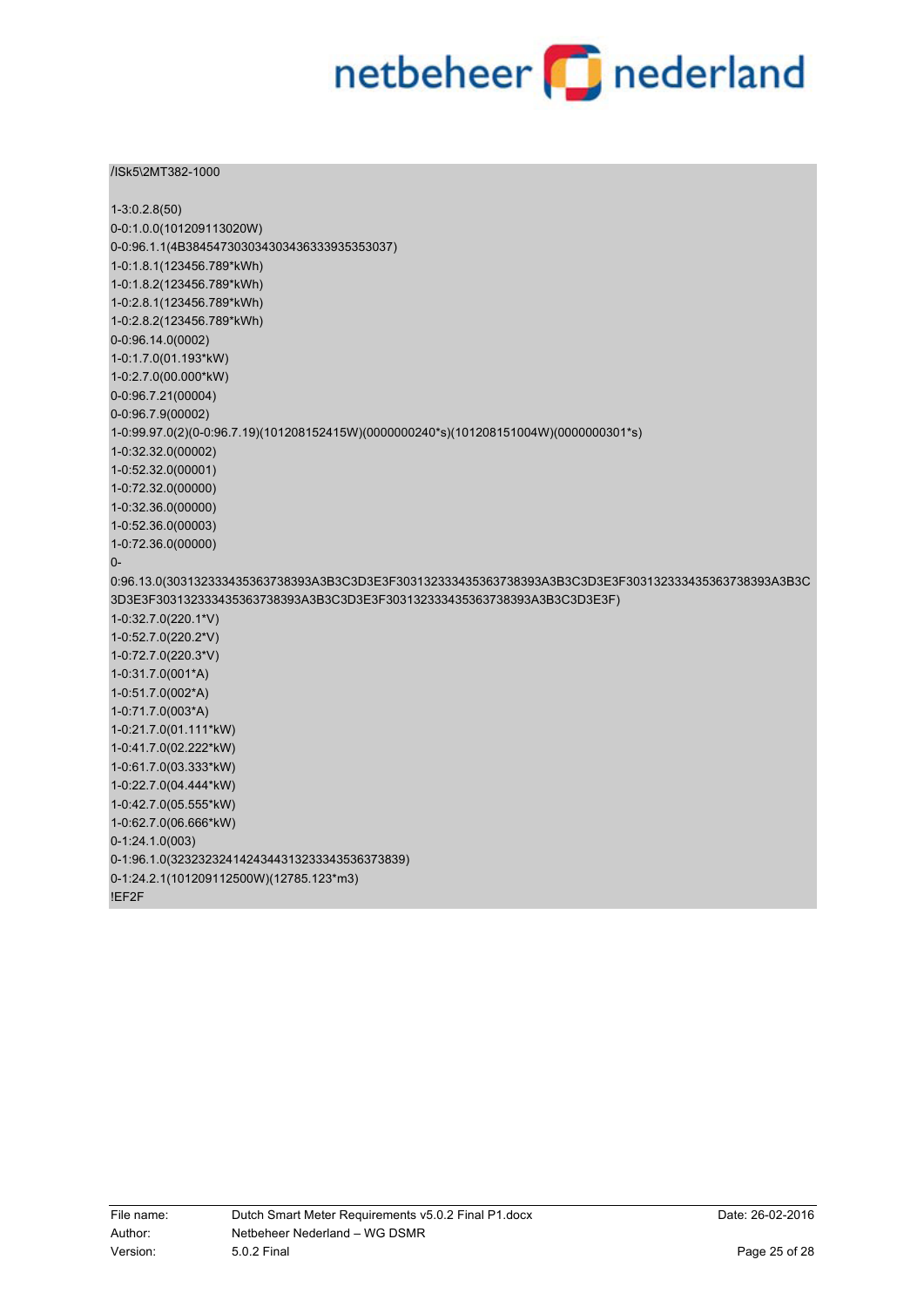```
/ISk5\2MT382-1000

1-3:0.2.8(50)
0-0:1.0.0(101209113020W)
0-0:96.1.1(4B384547303034303436333935353037)
1-0:1.8.1(123456.789*kWh)
1-0:1.8.2(123456.789*kWh)
1-0:2.8.1(123456.789*kWh)
1-0:2.8.2(123456.789*kWh)
0-0:96.14.0(0002)
1-0:1.7.0(01.193*kW)
1-0:2.7.0(00.000*kW)
0-0:96.7.21(00004)
0-0:96.7.9(00002)
1-0:99.97.0(2)(0-0:96.7.19)(101208152415W)(0000000240*s)(101208151004W)(0000000301*s)
1-0:32.32.0(00002)
1-0:52.32.0(00001)
1-0:72.32.0(00000)
1-0:32.36.0(00000)
1-0:52.36.0(00003)
1-0:72.36.0(00000)
0-
0:96.13.0(303132333435363738393A3B3C3D3E3F303132333435363738393A3B3C3D3E3F303132333435363738393A3B3C
3D3E3F303132333435363738393A3B3C3D3E3F303132333435363738393A3B3C3D3E3F)
1-0:32.7.0(220.1*V)
1-0:52.7.0(220.2*V)
1-0:72.7.0(220.3*V)
1-0:31.7.0(001*A)
1-0:51.7.0(002*A)
1-0:71.7.0(003*A)
1-0:21.7.0(01.111*kW)
1-0:41.7.0(02.222*kW)
1-0:61.7.0(03.333*kW)
1-0:22.7.0(04.444*kW)
1-0:42.7.0(05.555*kW)
1-0:62.7.0(06.666*kW)
0-1:24.1.0(003)
0-1:96.1.0(3232323241424344313233343536373839)
0-1:24.2.1(101209112500W)(12785.123*m3)
!EF2F
```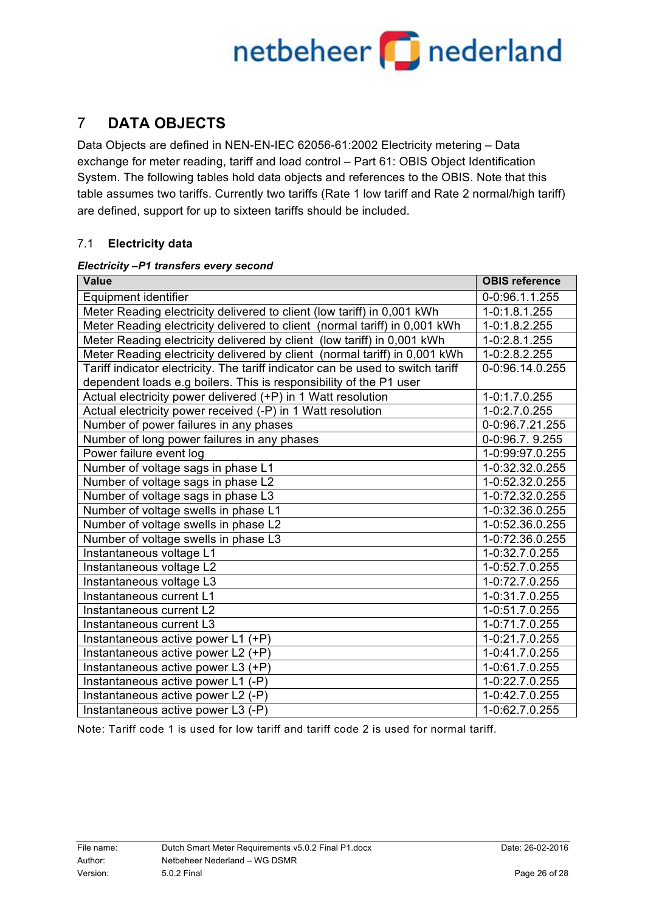# 7 DATA OBJECTS

Data Objects are defined in NEN-EN-IEC 62056-61:2002 Electricity metering – Data exchange for meter reading, tariff and load control – Part 61: OBIS Object Identification System. The following tables hold data objects and references to the OBIS. Note that this table assumes two tariffs. Currently two tariffs (Rate 1 low tariff and Rate 2 normal/high tariff) are defined, support for up to sixteen tariffs should be included.

## 7.1 Electricity data

***Electricity –P1 transfers every second***

| Value | OBIS reference |
|---|---|
| Equipment identifier | 0-0:96.1.1.255 |
| Meter Reading electricity delivered to client (low tariff) in 0,001 kWh | 1-0:1.8.1.255 |
| Meter Reading electricity delivered to client (normal tariff) in 0,001 kWh | 1-0:1.8.2.255 |
| Meter Reading electricity delivered by client (low tariff) in 0,001 kWh | 1-0:2.8.1.255 |
| Meter Reading electricity delivered by client (normal tariff) in 0,001 kWh | 1-0:2.8.2.255 |
| Tariff indicator electricity. The tariff indicator can be used to switch tariff dependent loads e.g boilers. This is responsibility of the P1 user | 0-0:96.14.0.255 |
| Actual electricity power delivered (+P) in 1 Watt resolution | 1-0:1.7.0.255 |
| Actual electricity power received (-P) in 1 Watt resolution | 1-0:2.7.0.255 |
| Number of power failures in any phases | 0-0:96.7.21.255 |
| Number of long power failures in any phases | 0-0:96.7. 9.255 |
| Power failure event log | 1-0:99:97.0.255 |
| Number of voltage sags in phase L1 | 1-0:32.32.0.255 |
| Number of voltage sags in phase L2 | 1-0:52.32.0.255 |
| Number of voltage sags in phase L3 | 1-0:72.32.0.255 |
| Number of voltage swells in phase L1 | 1-0:32.36.0.255 |
| Number of voltage swells in phase L2 | 1-0:52.36.0.255 |
| Number of voltage swells in phase L3 | 1-0:72.36.0.255 |
| Instantaneous voltage L1 | 1-0:32.7.0.255 |
| Instantaneous voltage L2 | 1-0:52.7.0.255 |
| Instantaneous voltage L3 | 1-0:72.7.0.255 |
| Instantaneous current L1 | 1-0:31.7.0.255 |
| Instantaneous current L2 | 1-0:51.7.0.255 |
| Instantaneous current L3 | 1-0:71.7.0.255 |
| Instantaneous active power L1 (+P) | 1-0:21.7.0.255 |
| Instantaneous active power L2 (+P) | 1-0:41.7.0.255 |
| Instantaneous active power L3 (+P) | 1-0:61.7.0.255 |
| Instantaneous active power L1 (-P) | 1-0:22.7.0.255 |
| Instantaneous active power L2 (-P) | 1-0:42.7.0.255 |
| Instantaneous active power L3 (-P) | 1-0:62.7.0.255 |

Note: Tariff code 1 is used for low tariff and tariff code 2 is used for normal tariff.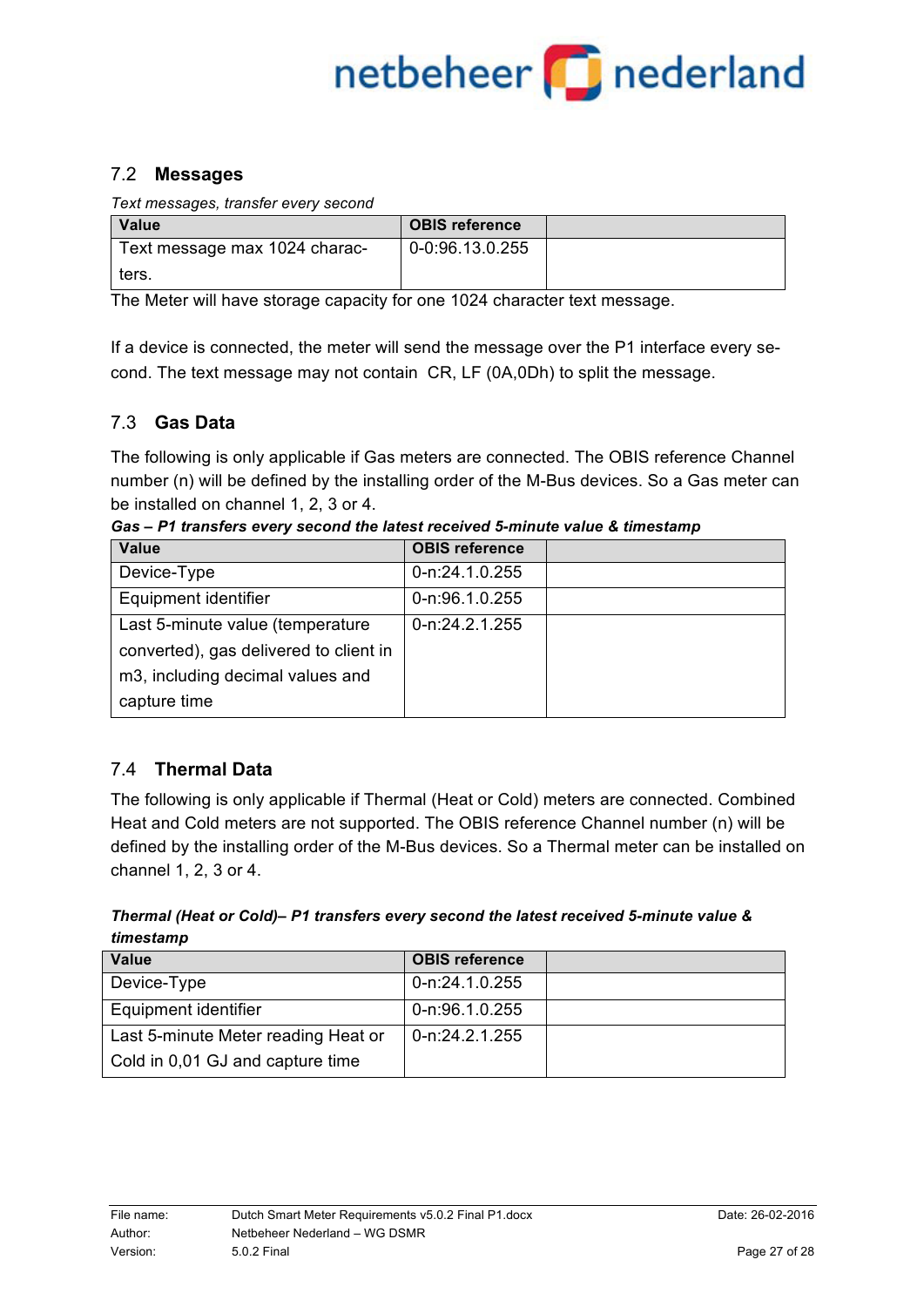## 7.2 Messages

*Text messages, transfer every second*

| Value | OBIS reference | |
|---|---|---|
| Text message max 1024 charac-ters. | 0-0:96.13.0.255 | |

The Meter will have storage capacity for one 1024 character text message.

If a device is connected, the meter will send the message over the P1 interface every second. The text message may not contain CR, LF (0A,0Dh) to split the message.

## 7.3 Gas Data

The following is only applicable if Gas meters are connected. The OBIS reference Channel number (n) will be defined by the installing order of the M-Bus devices. So a Gas meter can be installed on channel 1, 2, 3 or 4.

***Gas – P1 transfers every second the latest received 5-minute value & timestamp***

| Value | OBIS reference | |
|---|---|---|
| Device-Type | 0-n:24.1.0.255 | |
| Equipment identifier | 0-n:96.1.0.255 | |
| Last 5-minute value (temperature converted), gas delivered to client in m3, including decimal values and capture time | 0-n:24.2.1.255 | |

## 7.4 Thermal Data

The following is only applicable if Thermal (Heat or Cold) meters are connected. Combined Heat and Cold meters are not supported. The OBIS reference Channel number (n) will be defined by the installing order of the M-Bus devices. So a Thermal meter can be installed on channel 1, 2, 3 or 4.

***Thermal (Heat or Cold)– P1 transfers every second the latest received 5-minute value & timestamp***

| Value | OBIS reference | |
|---|---|---|
| Device-Type | 0-n:24.1.0.255 | |
| Equipment identifier | 0-n:96.1.0.255 | |
| Last 5-minute Meter reading Heat or Cold in 0,01 GJ and capture time | 0-n:24.2.1.255 | |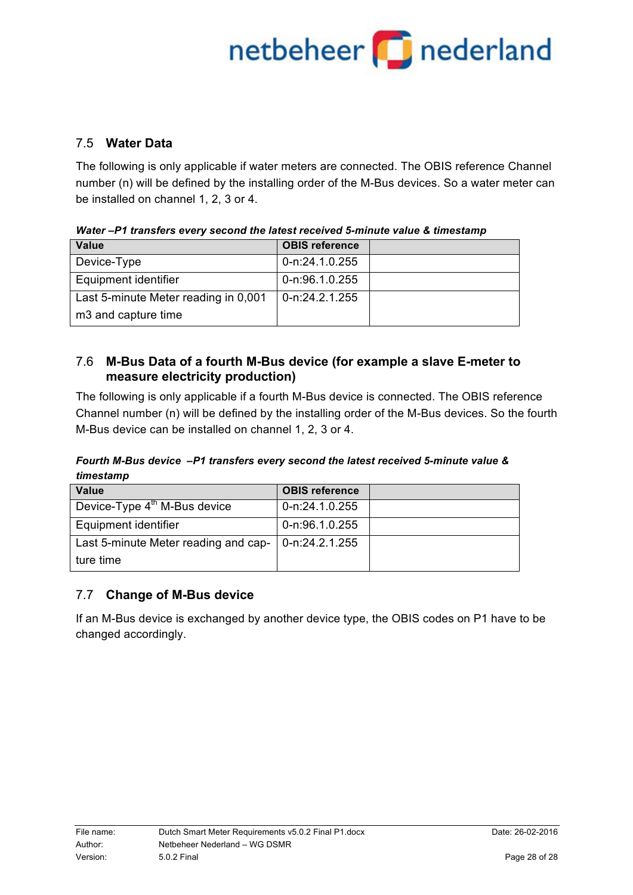## 7.5 Water Data

The following is only applicable if water meters are connected. The OBIS reference Channel number (n) will be defined by the installing order of the M-Bus devices. So a water meter can be installed on channel 1, 2, 3 or 4.

***Water –P1 transfers every second the latest received 5-minute value & timestamp***

| Value | OBIS reference | |
|---|---|---|
| Device-Type | 0-n:24.1.0.255 | |
| Equipment identifier | 0-n:96.1.0.255 | |
| Last 5-minute Meter reading in 0,001 m3 and capture time | 0-n:24.2.1.255 | |

## 7.6 M-Bus Data of a fourth M-Bus device (for example a slave E-meter to measure electricity production)

The following is only applicable if a fourth M-Bus device is connected. The OBIS reference Channel number (n) will be defined by the installing order of the M-Bus devices. So the fourth M-Bus device can be installed on channel 1, 2, 3 or 4.

***Fourth M-Bus device –P1 transfers every second the latest received 5-minute value & timestamp***

| Value | OBIS reference | |
|---|---|---|
| Device-Type 4th M-Bus device | 0-n:24.1.0.255 | |
| Equipment identifier | 0-n:96.1.0.255 | |
| Last 5-minute Meter reading and capture time | 0-n:24.2.1.255 | |

## 7.7 Change of M-Bus device

If an M-Bus device is exchanged by another device type, the OBIS codes on P1 have to be changed accordingly.